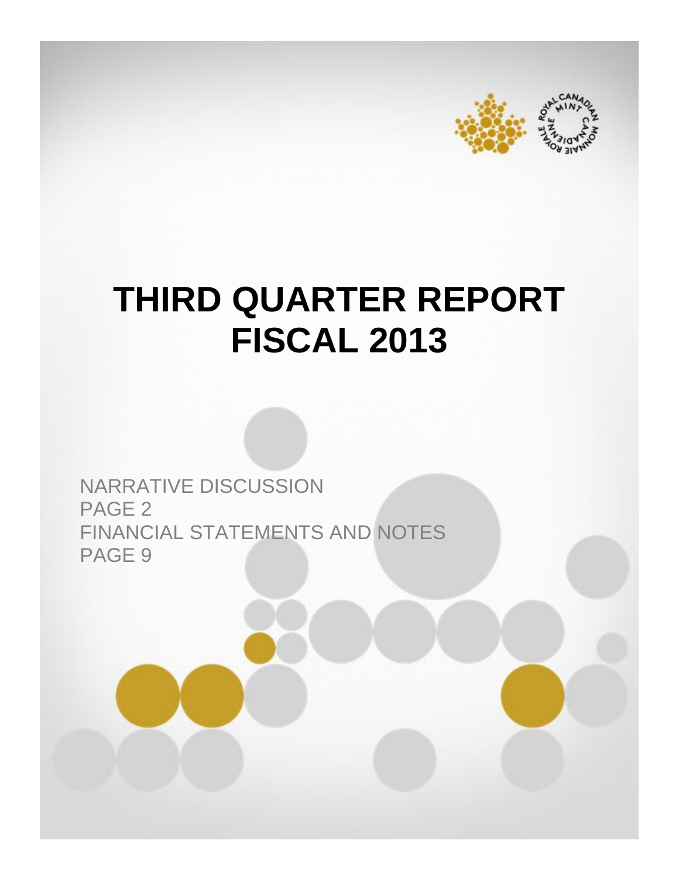# THIRD QUARTER REPORT FISCAL 2013

NARRATIVE DISCUSSION
PAGE 2
FINANCIAL STATEMENTS AND NOTES
PAGE 9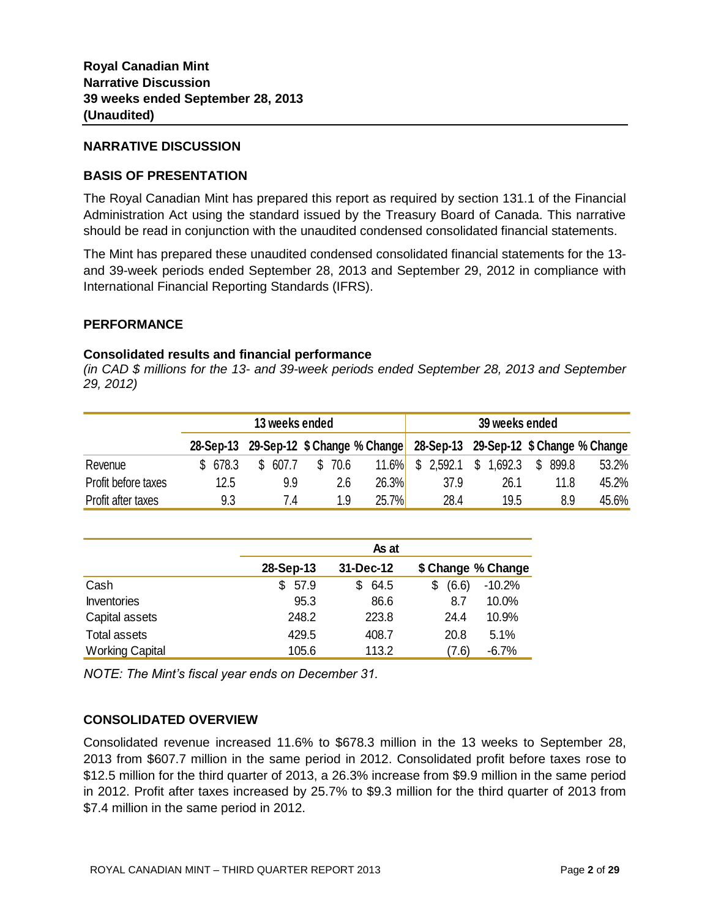**Royal Canadian Mint**
**Narrative Discussion**
**39 weeks ended September 28, 2013**
**(Unaudited)**

## NARRATIVE DISCUSSION

### BASIS OF PRESENTATION

The Royal Canadian Mint has prepared this report as required by section 131.1 of the Financial Administration Act using the standard issued by the Treasury Board of Canada. This narrative should be read in conjunction with the unaudited condensed consolidated financial statements.

The Mint has prepared these unaudited condensed consolidated financial statements for the 13- and 39-week periods ended September 28, 2013 and September 29, 2012 in compliance with International Financial Reporting Standards (IFRS).

### PERFORMANCE

**Consolidated results and financial performance**
*(in CAD $ millions for the 13- and 39-week periods ended September 28, 2013 and September 29, 2012)*

| | 13 weeks ended | | | | 39 weeks ended | | | |
|---|---|---|---|---|---|---|---|---|
| | 28-Sep-13 | 29-Sep-12 | $ Change | % Change | 28-Sep-13 | 29-Sep-12 | $ Change | % Change |
| Revenue | $ 678.3 | $ 607.7 | $ 70.6 | 11.6% | $ 2,592.1 | $ 1,692.3 | $ 899.8 | 53.2% |
| Profit before taxes | 12.5 | 9.9 | 2.6 | 26.3% | 37.9 | 26.1 | 11.8 | 45.2% |
| Profit after taxes | 9.3 | 7.4 | 1.9 | 25.7% | 28.4 | 19.5 | 8.9 | 45.6% |

| | As at | | | |
|---|---|---|---|---|
| | 28-Sep-13 | 31-Dec-12 | $ Change | % Change |
| Cash | $ 57.9 | $ 64.5 | $ (6.6) | -10.2% |
| Inventories | 95.3 | 86.6 | 8.7 | 10.0% |
| Capital assets | 248.2 | 223.8 | 24.4 | 10.9% |
| Total assets | 429.5 | 408.7 | 20.8 | 5.1% |
| Working Capital | 105.6 | 113.2 | (7.6) | -6.7% |

*NOTE: The Mint's fiscal year ends on December 31.*

### CONSOLIDATED OVERVIEW

Consolidated revenue increased 11.6% to $678.3 million in the 13 weeks to September 28, 2013 from $607.7 million in the same period in 2012. Consolidated profit before taxes rose to $12.5 million for the third quarter of 2013, a 26.3% increase from $9.9 million in the same period in 2012. Profit after taxes increased by 25.7% to $9.3 million for the third quarter of 2013 from $7.4 million in the same period in 2012.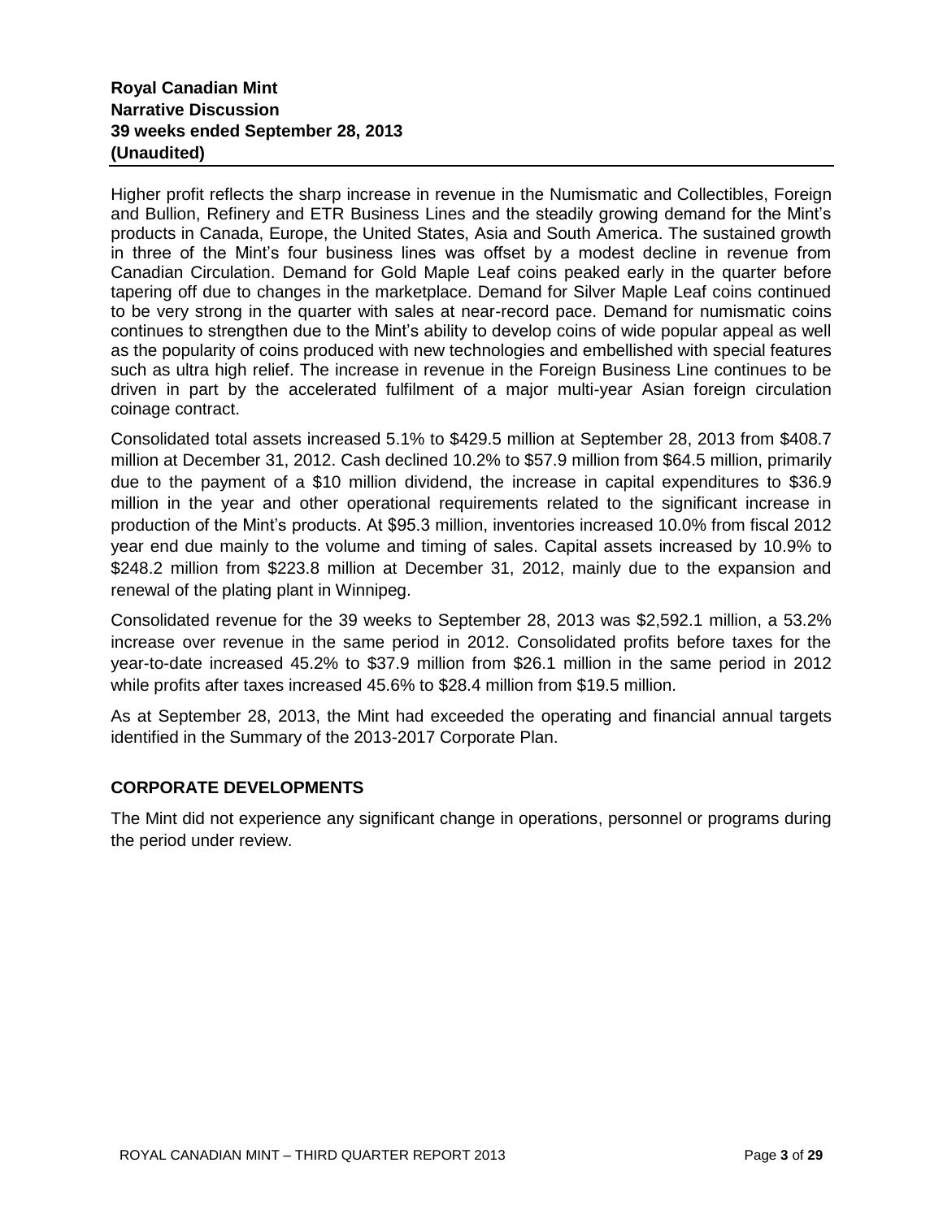Higher profit reflects the sharp increase in revenue in the Numismatic and Collectibles, Foreign and Bullion, Refinery and ETR Business Lines and the steadily growing demand for the Mint's products in Canada, Europe, the United States, Asia and South America. The sustained growth in three of the Mint's four business lines was offset by a modest decline in revenue from Canadian Circulation. Demand for Gold Maple Leaf coins peaked early in the quarter before tapering off due to changes in the marketplace. Demand for Silver Maple Leaf coins continued to be very strong in the quarter with sales at near-record pace. Demand for numismatic coins continues to strengthen due to the Mint's ability to develop coins of wide popular appeal as well as the popularity of coins produced with new technologies and embellished with special features such as ultra high relief. The increase in revenue in the Foreign Business Line continues to be driven in part by the accelerated fulfilment of a major multi-year Asian foreign circulation coinage contract.

Consolidated total assets increased 5.1% to $429.5 million at September 28, 2013 from $408.7 million at December 31, 2012. Cash declined 10.2% to $57.9 million from $64.5 million, primarily due to the payment of a $10 million dividend, the increase in capital expenditures to $36.9 million in the year and other operational requirements related to the significant increase in production of the Mint's products. At $95.3 million, inventories increased 10.0% from fiscal 2012 year end due mainly to the volume and timing of sales. Capital assets increased by 10.9% to $248.2 million from $223.8 million at December 31, 2012, mainly due to the expansion and renewal of the plating plant in Winnipeg.

Consolidated revenue for the 39 weeks to September 28, 2013 was $2,592.1 million, a 53.2% increase over revenue in the same period in 2012. Consolidated profits before taxes for the year-to-date increased 45.2% to $37.9 million from $26.1 million in the same period in 2012 while profits after taxes increased 45.6% to $28.4 million from $19.5 million.

As at September 28, 2013, the Mint had exceeded the operating and financial annual targets identified in the Summary of the 2013-2017 Corporate Plan.

## CORPORATE DEVELOPMENTS

The Mint did not experience any significant change in operations, personnel or programs during the period under review.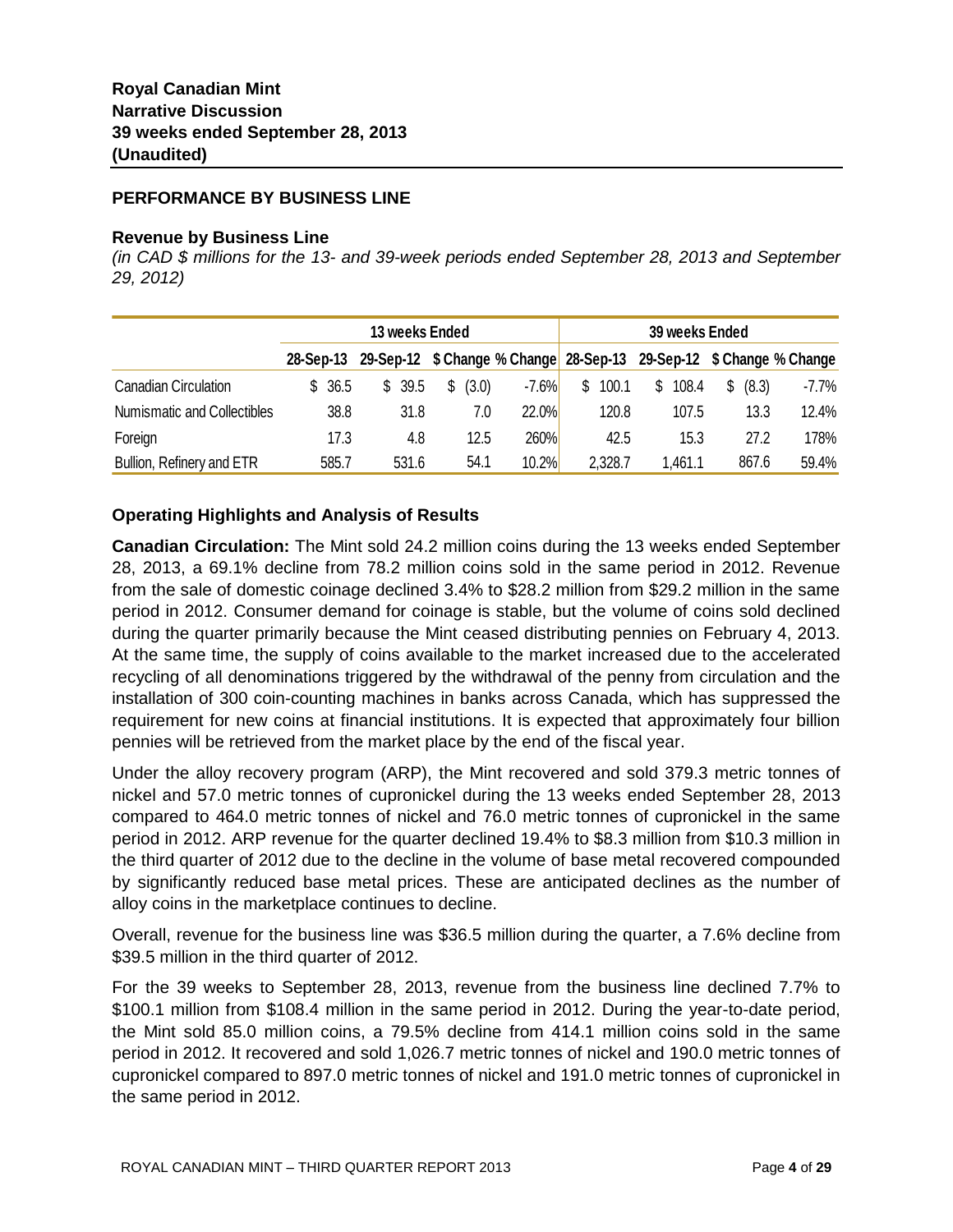**Royal Canadian Mint**
**Narrative Discussion**
**39 weeks ended September 28, 2013**
**(Unaudited)**

## PERFORMANCE BY BUSINESS LINE

### Revenue by Business Line

*(in CAD $ millions for the 13- and 39-week periods ended September 28, 2013 and September 29, 2012)*

| | 13 weeks Ended | | | | 39 weeks Ended | | | |
|---|---|---|---|---|---|---|---|---|
| | 28-Sep-13 | 29-Sep-12 | $ Change | % Change | 28-Sep-13 | 29-Sep-12 | $ Change | % Change |
| Canadian Circulation | $ 36.5 | $ 39.5 | $ (3.0) | -7.6% | $ 100.1 | $ 108.4 | $ (8.3) | -7.7% |
| Numismatic and Collectibles | 38.8 | 31.8 | 7.0 | 22.0% | 120.8 | 107.5 | 13.3 | 12.4% |
| Foreign | 17.3 | 4.8 | 12.5 | 260% | 42.5 | 15.3 | 27.2 | 178% |
| Bullion, Refinery and ETR | 585.7 | 531.6 | 54.1 | 10.2% | 2,328.7 | 1,461.1 | 867.6 | 59.4% |

### Operating Highlights and Analysis of Results

**Canadian Circulation:** The Mint sold 24.2 million coins during the 13 weeks ended September 28, 2013, a 69.1% decline from 78.2 million coins sold in the same period in 2012. Revenue from the sale of domestic coinage declined 3.4% to $28.2 million from $29.2 million in the same period in 2012. Consumer demand for coinage is stable, but the volume of coins sold declined during the quarter primarily because the Mint ceased distributing pennies on February 4, 2013. At the same time, the supply of coins available to the market increased due to the accelerated recycling of all denominations triggered by the withdrawal of the penny from circulation and the installation of 300 coin-counting machines in banks across Canada, which has suppressed the requirement for new coins at financial institutions. It is expected that approximately four billion pennies will be retrieved from the market place by the end of the fiscal year.

Under the alloy recovery program (ARP), the Mint recovered and sold 379.3 metric tonnes of nickel and 57.0 metric tonnes of cupronickel during the 13 weeks ended September 28, 2013 compared to 464.0 metric tonnes of nickel and 76.0 metric tonnes of cupronickel in the same period in 2012. ARP revenue for the quarter declined 19.4% to $8.3 million from $10.3 million in the third quarter of 2012 due to the decline in the volume of base metal recovered compounded by significantly reduced base metal prices. These are anticipated declines as the number of alloy coins in the marketplace continues to decline.

Overall, revenue for the business line was $36.5 million during the quarter, a 7.6% decline from $39.5 million in the third quarter of 2012.

For the 39 weeks to September 28, 2013, revenue from the business line declined 7.7% to $100.1 million from $108.4 million in the same period in 2012. During the year-to-date period, the Mint sold 85.0 million coins, a 79.5% decline from 414.1 million coins sold in the same period in 2012. It recovered and sold 1,026.7 metric tonnes of nickel and 190.0 metric tonnes of cupronickel compared to 897.0 metric tonnes of nickel and 191.0 metric tonnes of cupronickel in the same period in 2012.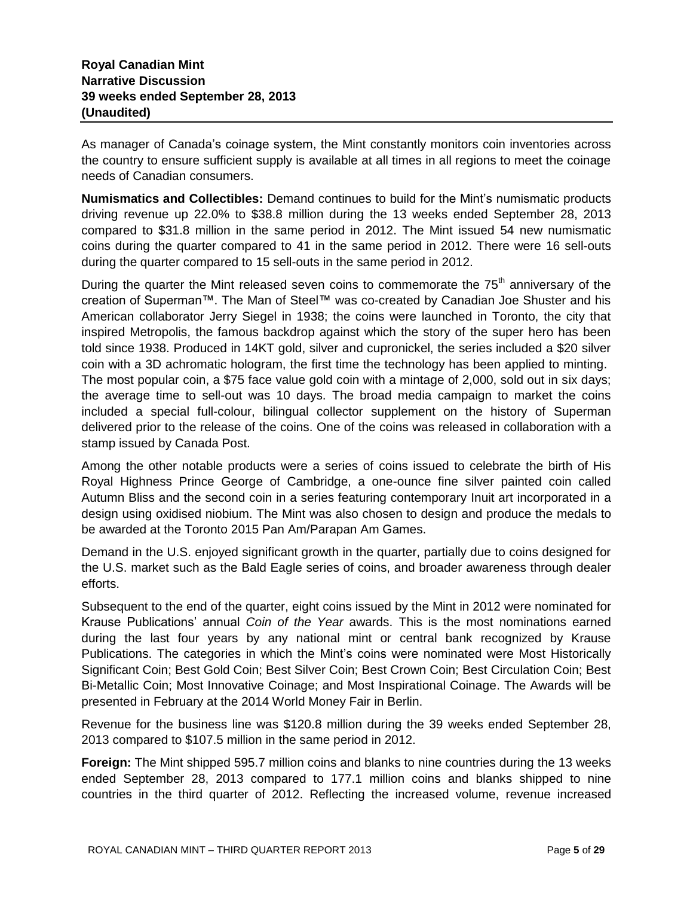As manager of Canada's coinage system, the Mint constantly monitors coin inventories across the country to ensure sufficient supply is available at all times in all regions to meet the coinage needs of Canadian consumers.

**Numismatics and Collectibles:** Demand continues to build for the Mint's numismatic products driving revenue up 22.0% to $38.8 million during the 13 weeks ended September 28, 2013 compared to $31.8 million in the same period in 2012. The Mint issued 54 new numismatic coins during the quarter compared to 41 in the same period in 2012. There were 16 sell-outs during the quarter compared to 15 sell-outs in the same period in 2012.

During the quarter the Mint released seven coins to commemorate the 75th anniversary of the creation of Superman™. The Man of Steel™ was co-created by Canadian Joe Shuster and his American collaborator Jerry Siegel in 1938; the coins were launched in Toronto, the city that inspired Metropolis, the famous backdrop against which the story of the super hero has been told since 1938. Produced in 14KT gold, silver and cupronickel, the series included a $20 silver coin with a 3D achromatic hologram, the first time the technology has been applied to minting. The most popular coin, a $75 face value gold coin with a mintage of 2,000, sold out in six days; the average time to sell-out was 10 days. The broad media campaign to market the coins included a special full-colour, bilingual collector supplement on the history of Superman delivered prior to the release of the coins. One of the coins was released in collaboration with a stamp issued by Canada Post.

Among the other notable products were a series of coins issued to celebrate the birth of His Royal Highness Prince George of Cambridge, a one-ounce fine silver painted coin called Autumn Bliss and the second coin in a series featuring contemporary Inuit art incorporated in a design using oxidised niobium. The Mint was also chosen to design and produce the medals to be awarded at the Toronto 2015 Pan Am/Parapan Am Games.

Demand in the U.S. enjoyed significant growth in the quarter, partially due to coins designed for the U.S. market such as the Bald Eagle series of coins, and broader awareness through dealer efforts.

Subsequent to the end of the quarter, eight coins issued by the Mint in 2012 were nominated for Krause Publications' annual *Coin of the Year* awards. This is the most nominations earned during the last four years by any national mint or central bank recognized by Krause Publications. The categories in which the Mint's coins were nominated were Most Historically Significant Coin; Best Gold Coin; Best Silver Coin; Best Crown Coin; Best Circulation Coin; Best Bi-Metallic Coin; Most Innovative Coinage; and Most Inspirational Coinage. The Awards will be presented in February at the 2014 World Money Fair in Berlin.

Revenue for the business line was $120.8 million during the 39 weeks ended September 28, 2013 compared to $107.5 million in the same period in 2012.

**Foreign:** The Mint shipped 595.7 million coins and blanks to nine countries during the 13 weeks ended September 28, 2013 compared to 177.1 million coins and blanks shipped to nine countries in the third quarter of 2012. Reflecting the increased volume, revenue increased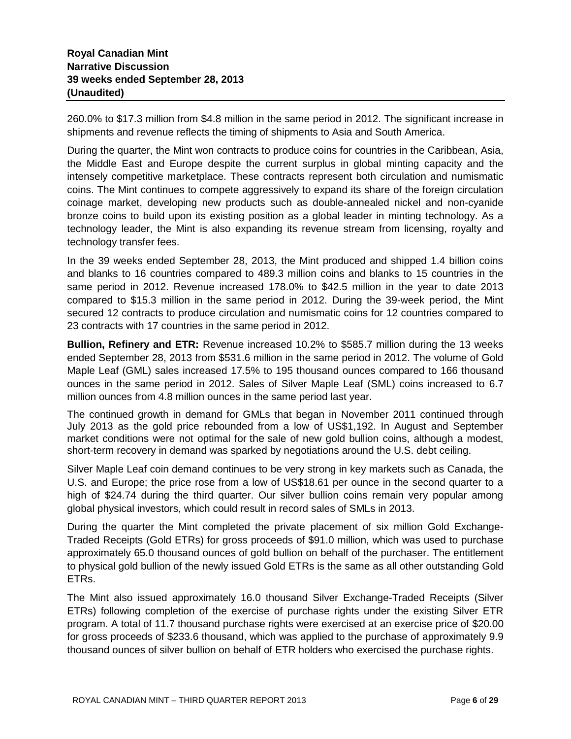260.0% to $17.3 million from $4.8 million in the same period in 2012. The significant increase in shipments and revenue reflects the timing of shipments to Asia and South America.

During the quarter, the Mint won contracts to produce coins for countries in the Caribbean, Asia, the Middle East and Europe despite the current surplus in global minting capacity and the intensely competitive marketplace. These contracts represent both circulation and numismatic coins. The Mint continues to compete aggressively to expand its share of the foreign circulation coinage market, developing new products such as double-annealed nickel and non-cyanide bronze coins to build upon its existing position as a global leader in minting technology. As a technology leader, the Mint is also expanding its revenue stream from licensing, royalty and technology transfer fees.

In the 39 weeks ended September 28, 2013, the Mint produced and shipped 1.4 billion coins and blanks to 16 countries compared to 489.3 million coins and blanks to 15 countries in the same period in 2012. Revenue increased 178.0% to $42.5 million in the year to date 2013 compared to $15.3 million in the same period in 2012. During the 39-week period, the Mint secured 12 contracts to produce circulation and numismatic coins for 12 countries compared to 23 contracts with 17 countries in the same period in 2012.

**Bullion, Refinery and ETR:** Revenue increased 10.2% to $585.7 million during the 13 weeks ended September 28, 2013 from $531.6 million in the same period in 2012. The volume of Gold Maple Leaf (GML) sales increased 17.5% to 195 thousand ounces compared to 166 thousand ounces in the same period in 2012. Sales of Silver Maple Leaf (SML) coins increased to 6.7 million ounces from 4.8 million ounces in the same period last year.

The continued growth in demand for GMLs that began in November 2011 continued through July 2013 as the gold price rebounded from a low of US$1,192. In August and September market conditions were not optimal for the sale of new gold bullion coins, although a modest, short-term recovery in demand was sparked by negotiations around the U.S. debt ceiling.

Silver Maple Leaf coin demand continues to be very strong in key markets such as Canada, the U.S. and Europe; the price rose from a low of US$18.61 per ounce in the second quarter to a high of $24.74 during the third quarter. Our silver bullion coins remain very popular among global physical investors, which could result in record sales of SMLs in 2013.

During the quarter the Mint completed the private placement of six million Gold Exchange-Traded Receipts (Gold ETRs) for gross proceeds of $91.0 million, which was used to purchase approximately 65.0 thousand ounces of gold bullion on behalf of the purchaser. The entitlement to physical gold bullion of the newly issued Gold ETRs is the same as all other outstanding Gold ETRs.

The Mint also issued approximately 16.0 thousand Silver Exchange-Traded Receipts (Silver ETRs) following completion of the exercise of purchase rights under the existing Silver ETR program. A total of 11.7 thousand purchase rights were exercised at an exercise price of $20.00 for gross proceeds of $233.6 thousand, which was applied to the purchase of approximately 9.9 thousand ounces of silver bullion on behalf of ETR holders who exercised the purchase rights.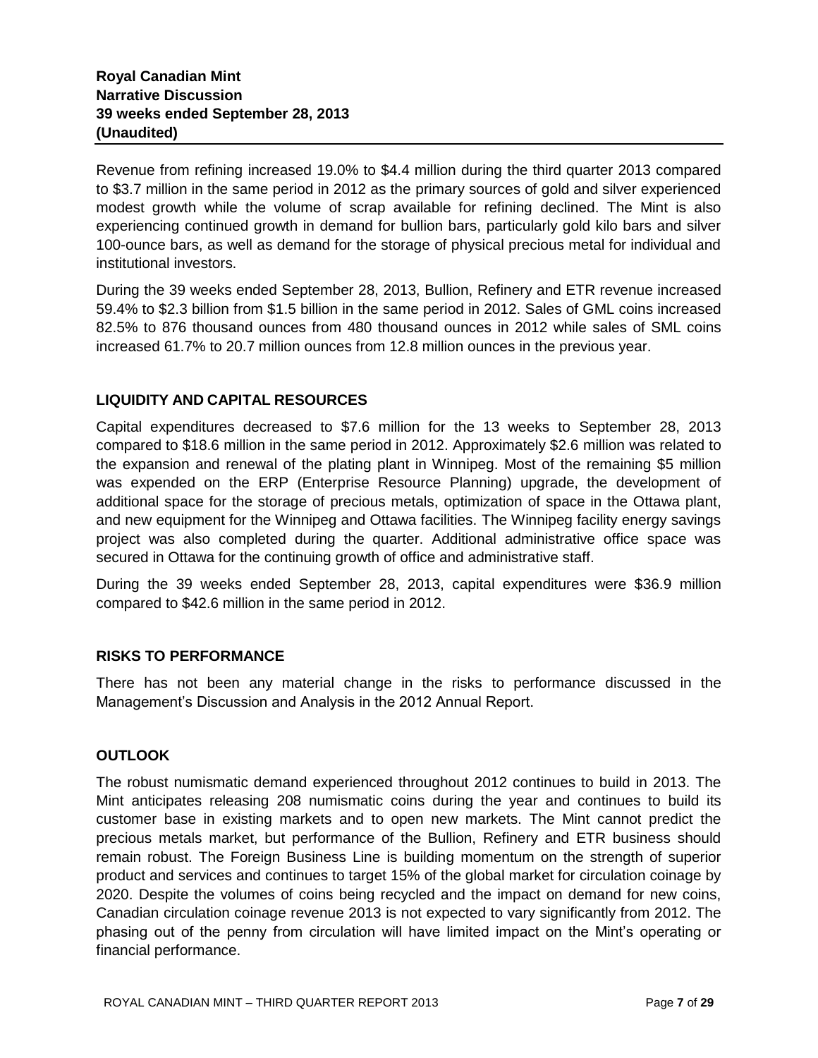Revenue from refining increased 19.0% to $4.4 million during the third quarter 2013 compared to $3.7 million in the same period in 2012 as the primary sources of gold and silver experienced modest growth while the volume of scrap available for refining declined. The Mint is also experiencing continued growth in demand for bullion bars, particularly gold kilo bars and silver 100-ounce bars, as well as demand for the storage of physical precious metal for individual and institutional investors.

During the 39 weeks ended September 28, 2013, Bullion, Refinery and ETR revenue increased 59.4% to $2.3 billion from $1.5 billion in the same period in 2012. Sales of GML coins increased 82.5% to 876 thousand ounces from 480 thousand ounces in 2012 while sales of SML coins increased 61.7% to 20.7 million ounces from 12.8 million ounces in the previous year.

## LIQUIDITY AND CAPITAL RESOURCES

Capital expenditures decreased to $7.6 million for the 13 weeks to September 28, 2013 compared to $18.6 million in the same period in 2012. Approximately $2.6 million was related to the expansion and renewal of the plating plant in Winnipeg. Most of the remaining $5 million was expended on the ERP (Enterprise Resource Planning) upgrade, the development of additional space for the storage of precious metals, optimization of space in the Ottawa plant, and new equipment for the Winnipeg and Ottawa facilities. The Winnipeg facility energy savings project was also completed during the quarter. Additional administrative office space was secured in Ottawa for the continuing growth of office and administrative staff.

During the 39 weeks ended September 28, 2013, capital expenditures were $36.9 million compared to $42.6 million in the same period in 2012.

## RISKS TO PERFORMANCE

There has not been any material change in the risks to performance discussed in the Management's Discussion and Analysis in the 2012 Annual Report.

## OUTLOOK

The robust numismatic demand experienced throughout 2012 continues to build in 2013. The Mint anticipates releasing 208 numismatic coins during the year and continues to build its customer base in existing markets and to open new markets. The Mint cannot predict the precious metals market, but performance of the Bullion, Refinery and ETR business should remain robust. The Foreign Business Line is building momentum on the strength of superior product and services and continues to target 15% of the global market for circulation coinage by 2020. Despite the volumes of coins being recycled and the impact on demand for new coins, Canadian circulation coinage revenue 2013 is not expected to vary significantly from 2012. The phasing out of the penny from circulation will have limited impact on the Mint's operating or financial performance.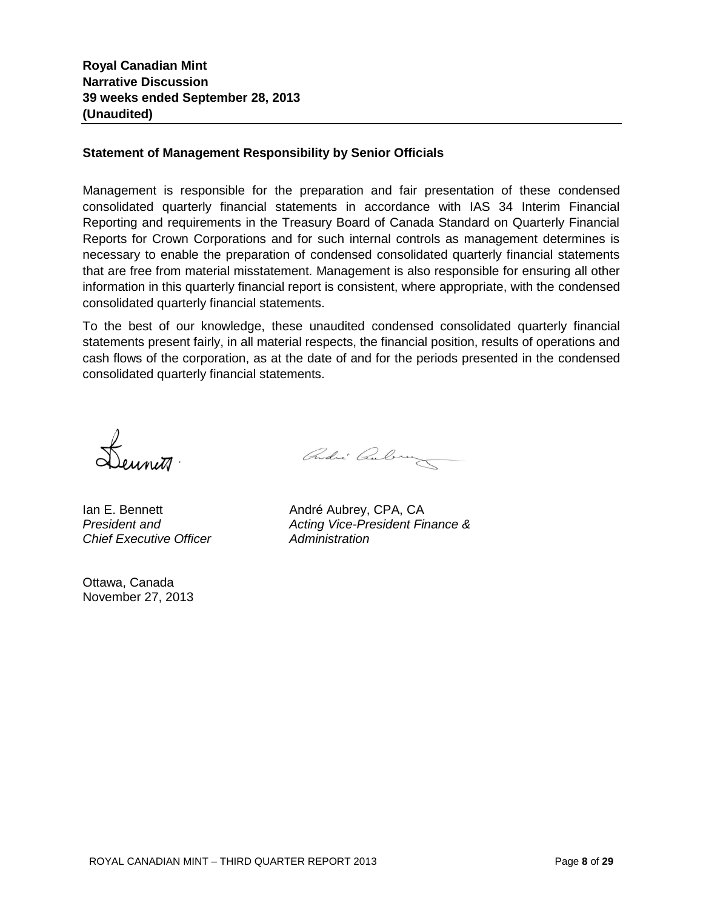**Royal Canadian Mint**
**Narrative Discussion**
**39 weeks ended September 28, 2013**
**(Unaudited)**

## Statement of Management Responsibility by Senior Officials

Management is responsible for the preparation and fair presentation of these condensed consolidated quarterly financial statements in accordance with IAS 34 Interim Financial Reporting and requirements in the Treasury Board of Canada Standard on Quarterly Financial Reports for Crown Corporations and for such internal controls as management determines is necessary to enable the preparation of condensed consolidated quarterly financial statements that are free from material misstatement. Management is also responsible for ensuring all other information in this quarterly financial report is consistent, where appropriate, with the condensed consolidated quarterly financial statements.

To the best of our knowledge, these unaudited condensed consolidated quarterly financial statements present fairly, in all material respects, the financial position, results of operations and cash flows of the corporation, as at the date of and for the periods presented in the condensed consolidated quarterly financial statements.

Ian E. Bennett
*President and*
*Chief Executive Officer*

André Aubrey, CPA, CA
*Acting Vice-President Finance &*
*Administration*

Ottawa, Canada
November 27, 2013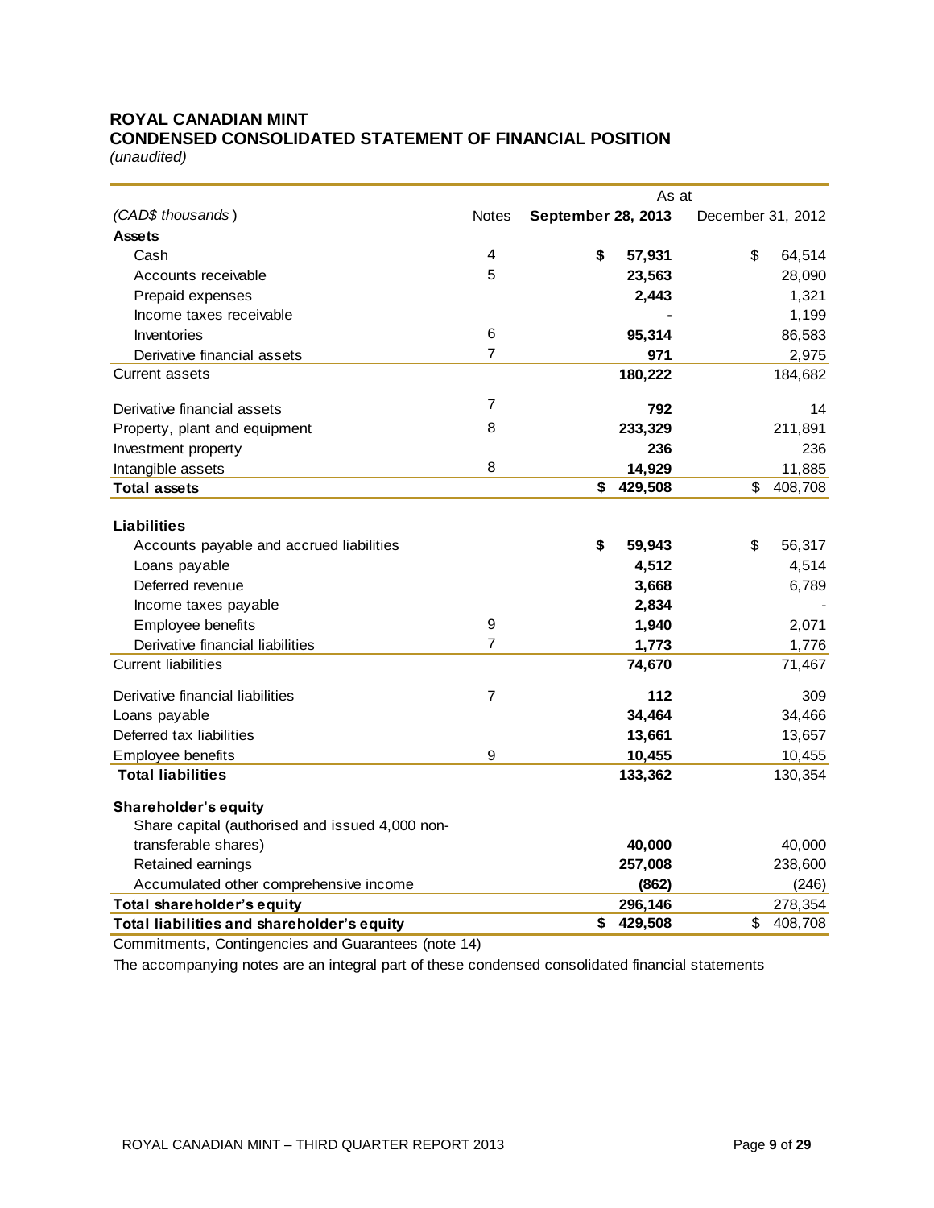# ROYAL CANADIAN MINT

## CONDENSED CONSOLIDATED STATEMENT OF FINANCIAL POSITION

*(unaudited)*

| | | As at | |
|---|---|---|---|
| *(CAD$ thousands)* | Notes | **September 28, 2013** | December 31, 2012 |
| **Assets** | | | |
| Cash | 4 | **$ 57,931** | $ 64,514 |
| Accounts receivable | 5 | **23,563** | 28,090 |
| Prepaid expenses | | **2,443** | 1,321 |
| Income taxes receivable | | **-** | 1,199 |
| Inventories | 6 | **95,314** | 86,583 |
| Derivative financial assets | 7 | **971** | 2,975 |
| Current assets | | **180,222** | 184,682 |
| Derivative financial assets | 7 | **792** | 14 |
| Property, plant and equipment | 8 | **233,329** | 211,891 |
| Investment property | | **236** | 236 |
| Intangible assets | 8 | **14,929** | 11,885 |
| **Total assets** | | **$ 429,508** | $ 408,708 |
| **Liabilities** | | | |
| Accounts payable and accrued liabilities | | **$ 59,943** | $ 56,317 |
| Loans payable | | **4,512** | 4,514 |
| Deferred revenue | | **3,668** | 6,789 |
| Income taxes payable | | **2,834** | - |
| Employee benefits | 9 | **1,940** | 2,071 |
| Derivative financial liabilities | 7 | **1,773** | 1,776 |
| Current liabilities | | **74,670** | 71,467 |
| Derivative financial liabilities | 7 | **112** | 309 |
| Loans payable | | **34,464** | 34,466 |
| Deferred tax liabilities | | **13,661** | 13,657 |
| Employee benefits | 9 | **10,455** | 10,455 |
| **Total liabilities** | | **133,362** | 130,354 |
| **Shareholder's equity** | | | |
| Share capital (authorised and issued 4,000 non-transferable shares) | | **40,000** | 40,000 |
| Retained earnings | | **257,008** | 238,600 |
| Accumulated other comprehensive income | | **(862)** | (246) |
| **Total shareholder's equity** | | **296,146** | 278,354 |
| **Total liabilities and shareholder's equity** | | **$ 429,508** | $ 408,708 |

Commitments, Contingencies and Guarantees (note 14)

The accompanying notes are an integral part of these condensed consolidated financial statements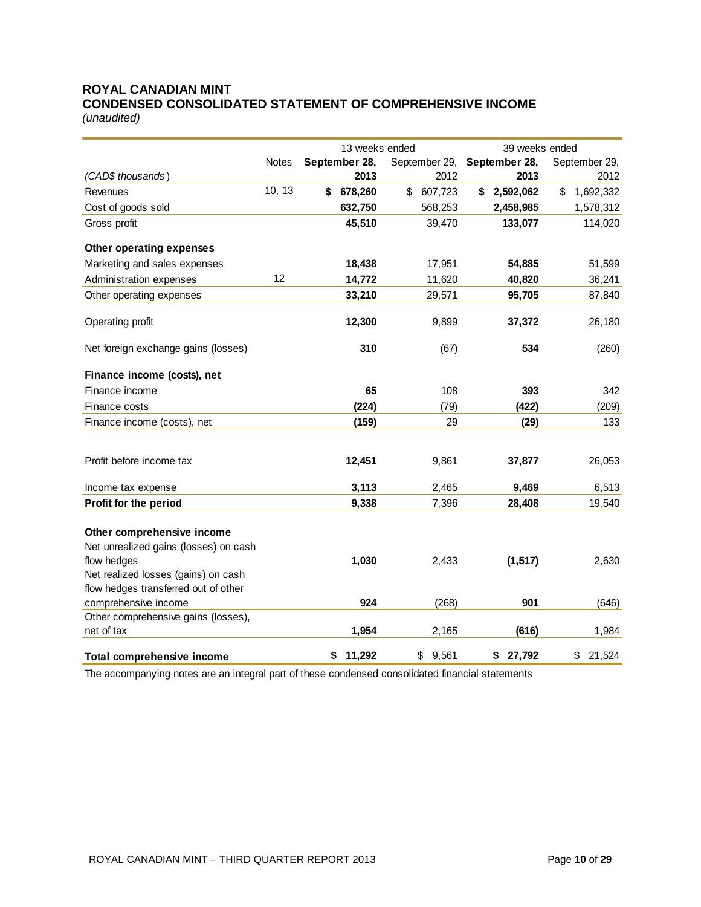# ROYAL CANADIAN MINT
## CONDENSED CONSOLIDATED STATEMENT OF COMPREHENSIVE INCOME
*(unaudited)*

| | | 13 weeks ended | | 39 weeks ended | |
|---|---|---|---|---|---|
| *(CAD$ thousands)* | Notes | **September 28, 2013** | September 29, 2012 | **September 28, 2013** | September 29, 2012 |
| Revenues | 10, 13 | **$ 678,260** | $ 607,723 | **$ 2,592,062** | $ 1,692,332 |
| Cost of goods sold | | **632,750** | 568,253 | **2,458,985** | 1,578,312 |
| Gross profit | | **45,510** | 39,470 | **133,077** | 114,020 |
| **Other operating expenses** | | | | | |
| Marketing and sales expenses | | **18,438** | 17,951 | **54,885** | 51,599 |
| Administration expenses | 12 | **14,772** | 11,620 | **40,820** | 36,241 |
| Other operating expenses | | **33,210** | 29,571 | **95,705** | 87,840 |
| Operating profit | | **12,300** | 9,899 | **37,372** | 26,180 |
| Net foreign exchange gains (losses) | | **310** | (67) | **534** | (260) |
| **Finance income (costs), net** | | | | | |
| Finance income | | **65** | 108 | **393** | 342 |
| Finance costs | | **(224)** | (79) | **(422)** | (209) |
| Finance income (costs), net | | **(159)** | 29 | **(29)** | 133 |
| Profit before income tax | | **12,451** | 9,861 | **37,877** | 26,053 |
| Income tax expense | | **3,113** | 2,465 | **9,469** | 6,513 |
| **Profit for the period** | | **9,338** | 7,396 | **28,408** | 19,540 |
| **Other comprehensive income** | | | | | |
| Net unrealized gains (losses) on cash flow hedges | | **1,030** | 2,433 | **(1,517)** | 2,630 |
| Net realized losses (gains) on cash flow hedges transferred out of other comprehensive income | | **924** | (268) | **901** | (646) |
| Other comprehensive gains (losses), net of tax | | **1,954** | 2,165 | **(616)** | 1,984 |
| **Total comprehensive income** | | **$ 11,292** | $ 9,561 | **$ 27,792** | $ 21,524 |

The accompanying notes are an integral part of these condensed consolidated financial statements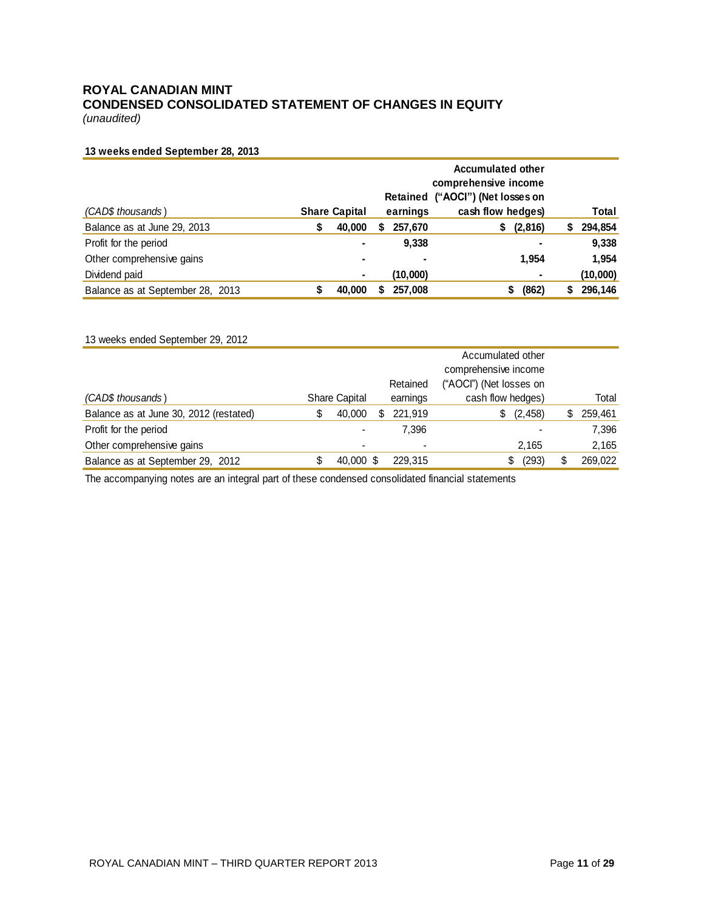# ROYAL CANADIAN MINT
## CONDENSED CONSOLIDATED STATEMENT OF CHANGES IN EQUITY
*(unaudited)*

**13 weeks ended September 28, 2013**

| *(CAD$ thousands)* | **Share Capital** | **Retained earnings** | **Accumulated other comprehensive income ("AOCI") (Net losses on cash flow hedges)** | **Total** |
|---|---|---|---|---|
| Balance as at June 29, 2013 | **$ 40,000** | **$ 257,670** | **$ (2,816)** | **$ 294,854** |
| Profit for the period | **-** | **9,338** | **-** | **9,338** |
| Other comprehensive gains | **-** | **-** | **1,954** | **1,954** |
| Dividend paid | **-** | **(10,000)** | **-** | **(10,000)** |
| Balance as at September 28, 2013 | **$ 40,000** | **$ 257,008** | **$ (862)** | **$ 296,146** |

13 weeks ended September 29, 2012

| *(CAD$ thousands)* | Share Capital | Retained earnings | Accumulated other comprehensive income ("AOCI") (Net losses on cash flow hedges) | Total |
|---|---|---|---|---|
| Balance as at June 30, 2012 (restated) | $ 40,000 | $ 221,919 | $ (2,458) | $ 259,461 |
| Profit for the period | - | 7,396 | - | 7,396 |
| Other comprehensive gains | - | - | 2,165 | 2,165 |
| Balance as at September 29, 2012 | $ 40,000 | $ 229,315 | $ (293) | $ 269,022 |

The accompanying notes are an integral part of these condensed consolidated financial statements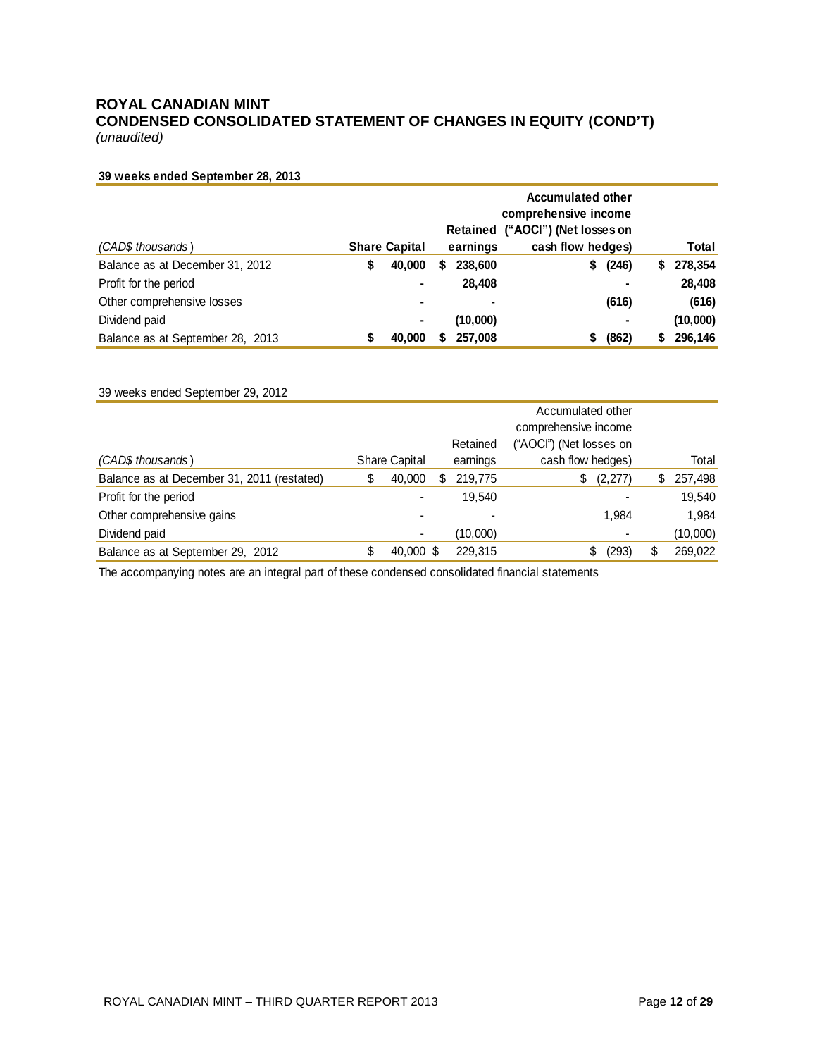# ROYAL CANADIAN MINT
## CONDENSED CONSOLIDATED STATEMENT OF CHANGES IN EQUITY (COND'T)
*(unaudited)*

**39 weeks ended September 28, 2013**

| *(CAD$ thousands)* | **Share Capital** | **Retained earnings** | **Accumulated other comprehensive income ("AOCI") (Net losses on cash flow hedges)** | **Total** |
|---|---|---|---|---|
| Balance as at December 31, 2012 | **$ 40,000** | **$ 238,600** | **$ (246)** | **$ 278,354** |
| Profit for the period | **-** | **28,408** | **-** | **28,408** |
| Other comprehensive losses | **-** | **-** | **(616)** | **(616)** |
| Dividend paid | **-** | **(10,000)** | **-** | **(10,000)** |
| Balance as at September 28, 2013 | **$ 40,000** | **$ 257,008** | **$ (862)** | **$ 296,146** |

39 weeks ended September 29, 2012

| *(CAD$ thousands)* | Share Capital | Retained earnings | Accumulated other comprehensive income ("AOCI") (Net losses on cash flow hedges) | Total |
|---|---|---|---|---|
| Balance as at December 31, 2011 (restated) | $ 40,000 | $ 219,775 | $ (2,277) | $ 257,498 |
| Profit for the period | - | 19,540 | - | 19,540 |
| Other comprehensive gains | - | - | 1,984 | 1,984 |
| Dividend paid | - | (10,000) | - | (10,000) |
| Balance as at September 29, 2012 | $ 40,000 | $ 229,315 | $ (293) | $ 269,022 |

The accompanying notes are an integral part of these condensed consolidated financial statements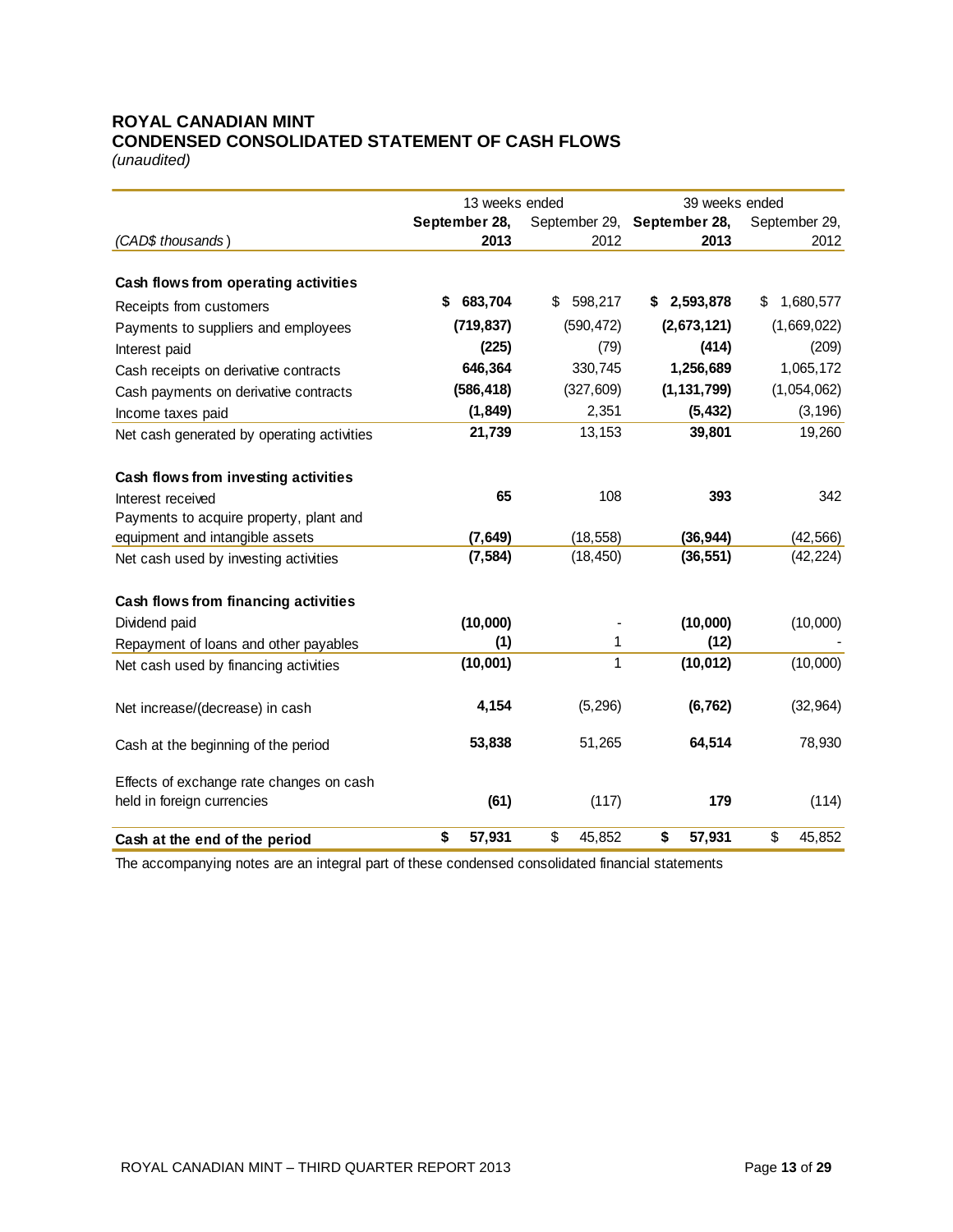# ROYAL CANADIAN MINT
## CONDENSED CONSOLIDATED STATEMENT OF CASH FLOWS
*(unaudited)*

| | 13 weeks ended | | 39 weeks ended | |
|---|---|---|---|---|
| *(CAD$ thousands)* | **September 28, 2013** | September 29, 2012 | **September 28, 2013** | September 29, 2012 |
| **Cash flows from operating activities** | | | | |
| Receipts from customers | **$ 683,704** | $ 598,217 | **$ 2,593,878** | $ 1,680,577 |
| Payments to suppliers and employees | **(719,837)** | (590,472) | **(2,673,121)** | (1,669,022) |
| Interest paid | **(225)** | (79) | **(414)** | (209) |
| Cash receipts on derivative contracts | **646,364** | 330,745 | **1,256,689** | 1,065,172 |
| Cash payments on derivative contracts | **(586,418)** | (327,609) | **(1,131,799)** | (1,054,062) |
| Income taxes paid | **(1,849)** | 2,351 | **(5,432)** | (3,196) |
| Net cash generated by operating activities | **21,739** | 13,153 | **39,801** | 19,260 |
| **Cash flows from investing activities** | | | | |
| Interest received | **65** | 108 | **393** | 342 |
| Payments to acquire property, plant and equipment and intangible assets | **(7,649)** | (18,558) | **(36,944)** | (42,566) |
| Net cash used by investing activities | **(7,584)** | (18,450) | **(36,551)** | (42,224) |
| **Cash flows from financing activities** | | | | |
| Dividend paid | **(10,000)** | - | **(10,000)** | (10,000) |
| Repayment of loans and other payables | **(1)** | 1 | **(12)** | - |
| Net cash used by financing activities | **(10,001)** | 1 | **(10,012)** | (10,000) |
| Net increase/(decrease) in cash | **4,154** | (5,296) | **(6,762)** | (32,964) |
| Cash at the beginning of the period | **53,838** | 51,265 | **64,514** | 78,930 |
| Effects of exchange rate changes on cash held in foreign currencies | **(61)** | (117) | **179** | (114) |
| **Cash at the end of the period** | **$ 57,931** | $ 45,852 | **$ 57,931** | $ 45,852 |

The accompanying notes are an integral part of these condensed consolidated financial statements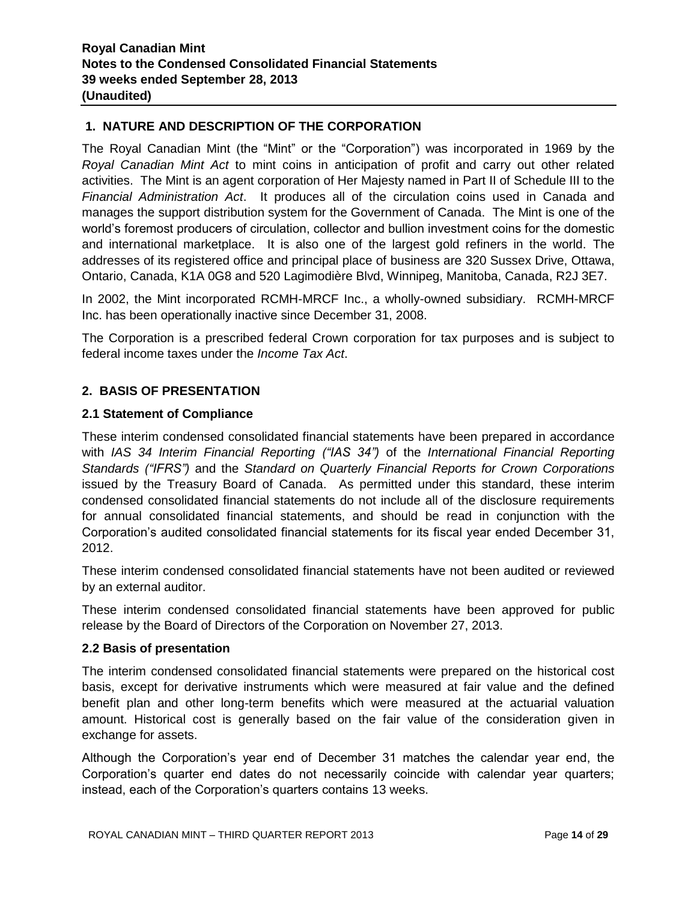## 1. NATURE AND DESCRIPTION OF THE CORPORATION

The Royal Canadian Mint (the "Mint" or the "Corporation") was incorporated in 1969 by the *Royal Canadian Mint Act* to mint coins in anticipation of profit and carry out other related activities. The Mint is an agent corporation of Her Majesty named in Part II of Schedule III to the *Financial Administration Act*. It produces all of the circulation coins used in Canada and manages the support distribution system for the Government of Canada. The Mint is one of the world's foremost producers of circulation, collector and bullion investment coins for the domestic and international marketplace. It is also one of the largest gold refiners in the world. The addresses of its registered office and principal place of business are 320 Sussex Drive, Ottawa, Ontario, Canada, K1A 0G8 and 520 Lagimodière Blvd, Winnipeg, Manitoba, Canada, R2J 3E7.

In 2002, the Mint incorporated RCMH-MRCF Inc., a wholly-owned subsidiary. RCMH-MRCF Inc. has been operationally inactive since December 31, 2008.

The Corporation is a prescribed federal Crown corporation for tax purposes and is subject to federal income taxes under the *Income Tax Act*.

## 2. BASIS OF PRESENTATION

### 2.1 Statement of Compliance

These interim condensed consolidated financial statements have been prepared in accordance with *IAS 34 Interim Financial Reporting ("IAS 34")* of the *International Financial Reporting Standards ("IFRS")* and the *Standard on Quarterly Financial Reports for Crown Corporations* issued by the Treasury Board of Canada. As permitted under this standard, these interim condensed consolidated financial statements do not include all of the disclosure requirements for annual consolidated financial statements, and should be read in conjunction with the Corporation's audited consolidated financial statements for its fiscal year ended December 31, 2012.

These interim condensed consolidated financial statements have not been audited or reviewed by an external auditor.

These interim condensed consolidated financial statements have been approved for public release by the Board of Directors of the Corporation on November 27, 2013.

### 2.2 Basis of presentation

The interim condensed consolidated financial statements were prepared on the historical cost basis, except for derivative instruments which were measured at fair value and the defined benefit plan and other long-term benefits which were measured at the actuarial valuation amount. Historical cost is generally based on the fair value of the consideration given in exchange for assets.

Although the Corporation's year end of December 31 matches the calendar year end, the Corporation's quarter end dates do not necessarily coincide with calendar year quarters; instead, each of the Corporation's quarters contains 13 weeks.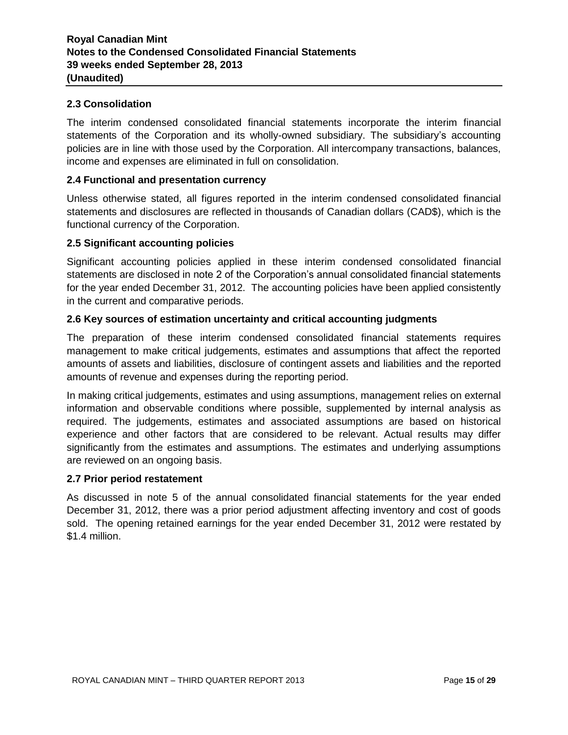### 2.3 Consolidation

The interim condensed consolidated financial statements incorporate the interim financial statements of the Corporation and its wholly-owned subsidiary. The subsidiary's accounting policies are in line with those used by the Corporation. All intercompany transactions, balances, income and expenses are eliminated in full on consolidation.

### 2.4 Functional and presentation currency

Unless otherwise stated, all figures reported in the interim condensed consolidated financial statements and disclosures are reflected in thousands of Canadian dollars (CAD$), which is the functional currency of the Corporation.

### 2.5 Significant accounting policies

Significant accounting policies applied in these interim condensed consolidated financial statements are disclosed in note 2 of the Corporation's annual consolidated financial statements for the year ended December 31, 2012. The accounting policies have been applied consistently in the current and comparative periods.

### 2.6 Key sources of estimation uncertainty and critical accounting judgments

The preparation of these interim condensed consolidated financial statements requires management to make critical judgements, estimates and assumptions that affect the reported amounts of assets and liabilities, disclosure of contingent assets and liabilities and the reported amounts of revenue and expenses during the reporting period.

In making critical judgements, estimates and using assumptions, management relies on external information and observable conditions where possible, supplemented by internal analysis as required. The judgements, estimates and associated assumptions are based on historical experience and other factors that are considered to be relevant. Actual results may differ significantly from the estimates and assumptions. The estimates and underlying assumptions are reviewed on an ongoing basis.

### 2.7 Prior period restatement

As discussed in note 5 of the annual consolidated financial statements for the year ended December 31, 2012, there was a prior period adjustment affecting inventory and cost of goods sold. The opening retained earnings for the year ended December 31, 2012 were restated by $1.4 million.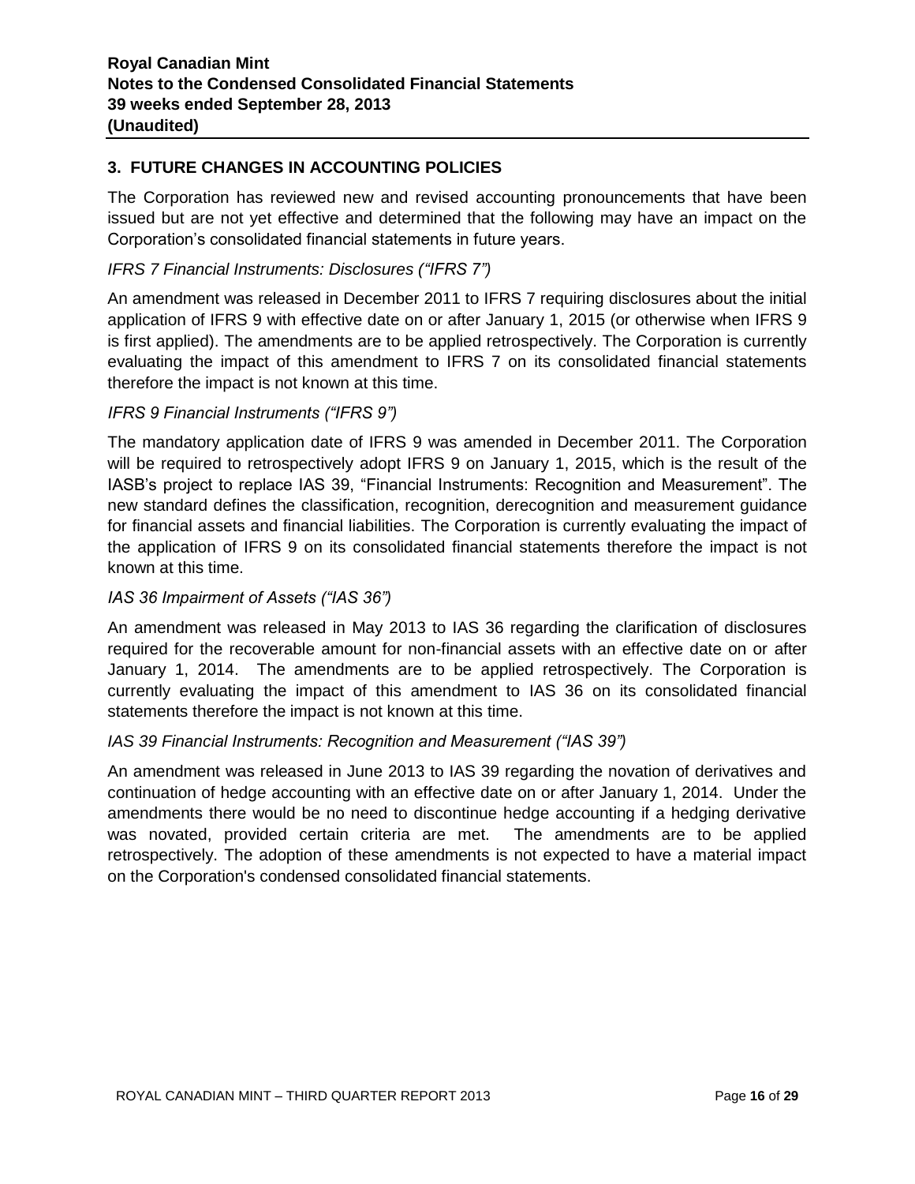## 3. FUTURE CHANGES IN ACCOUNTING POLICIES

The Corporation has reviewed new and revised accounting pronouncements that have been issued but are not yet effective and determined that the following may have an impact on the Corporation's consolidated financial statements in future years.

*IFRS 7 Financial Instruments: Disclosures ("IFRS 7")*

An amendment was released in December 2011 to IFRS 7 requiring disclosures about the initial application of IFRS 9 with effective date on or after January 1, 2015 (or otherwise when IFRS 9 is first applied). The amendments are to be applied retrospectively. The Corporation is currently evaluating the impact of this amendment to IFRS 7 on its consolidated financial statements therefore the impact is not known at this time.

*IFRS 9 Financial Instruments ("IFRS 9")*

The mandatory application date of IFRS 9 was amended in December 2011. The Corporation will be required to retrospectively adopt IFRS 9 on January 1, 2015, which is the result of the IASB's project to replace IAS 39, "Financial Instruments: Recognition and Measurement". The new standard defines the classification, recognition, derecognition and measurement guidance for financial assets and financial liabilities. The Corporation is currently evaluating the impact of the application of IFRS 9 on its consolidated financial statements therefore the impact is not known at this time.

*IAS 36 Impairment of Assets ("IAS 36")*

An amendment was released in May 2013 to IAS 36 regarding the clarification of disclosures required for the recoverable amount for non-financial assets with an effective date on or after January 1, 2014. The amendments are to be applied retrospectively. The Corporation is currently evaluating the impact of this amendment to IAS 36 on its consolidated financial statements therefore the impact is not known at this time.

*IAS 39 Financial Instruments: Recognition and Measurement ("IAS 39")*

An amendment was released in June 2013 to IAS 39 regarding the novation of derivatives and continuation of hedge accounting with an effective date on or after January 1, 2014. Under the amendments there would be no need to discontinue hedge accounting if a hedging derivative was novated, provided certain criteria are met. The amendments are to be applied retrospectively. The adoption of these amendments is not expected to have a material impact on the Corporation's condensed consolidated financial statements.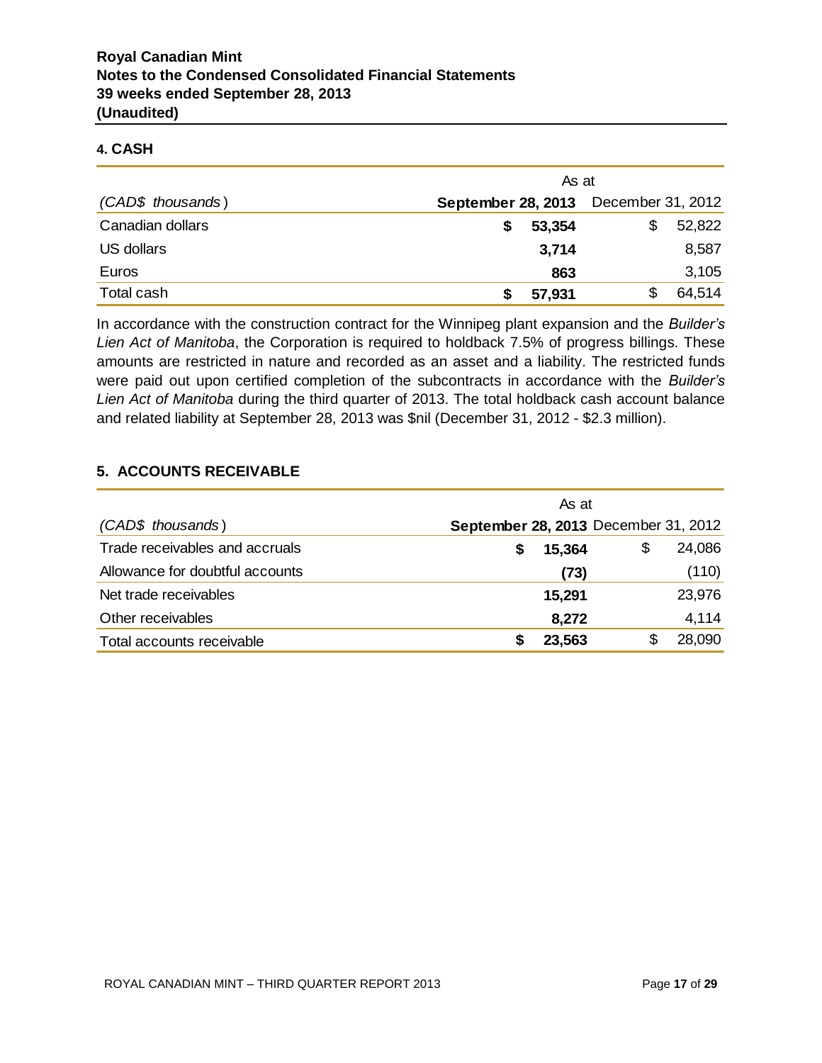## 4. CASH

| (CAD$ thousands) | As at September 28, 2013 | As at December 31, 2012 |
|---|---|---|
| Canadian dollars | **$ 53,354** | $ 52,822 |
| US dollars | **3,714** | 8,587 |
| Euros | **863** | 3,105 |
| Total cash | **$ 57,931** | $ 64,514 |

In accordance with the construction contract for the Winnipeg plant expansion and the *Builder's Lien Act of Manitoba*, the Corporation is required to holdback 7.5% of progress billings. These amounts are restricted in nature and recorded as an asset and a liability. The restricted funds were paid out upon certified completion of the subcontracts in accordance with the *Builder's Lien Act of Manitoba* during the third quarter of 2013. The total holdback cash account balance and related liability at September 28, 2013 was $nil (December 31, 2012 - $2.3 million).

## 5. ACCOUNTS RECEIVABLE

| (CAD$ thousands) | As at September 28, 2013 | As at December 31, 2012 |
|---|---|---|
| Trade receivables and accruals | **$ 15,364** | $ 24,086 |
| Allowance for doubtful accounts | **(73)** | (110) |
| Net trade receivables | **15,291** | 23,976 |
| Other receivables | **8,272** | 4,114 |
| Total accounts receivable | **$ 23,563** | $ 28,090 |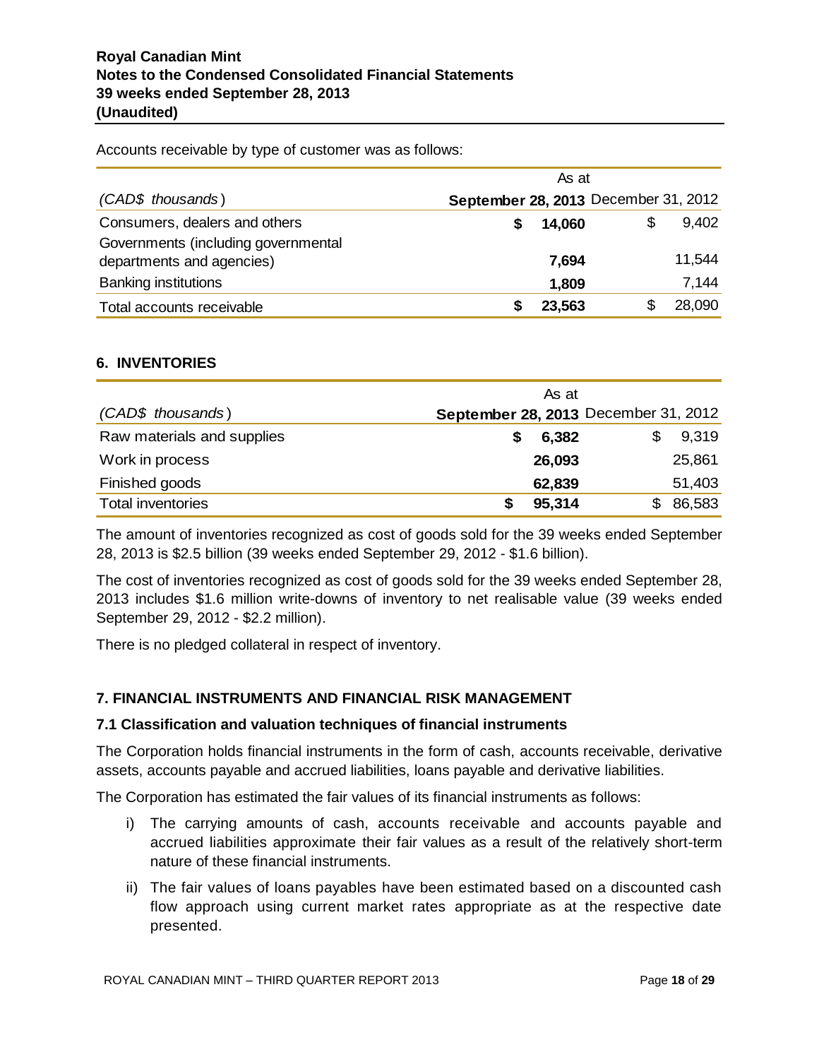Accounts receivable by type of customer was as follows:

| *(CAD$ thousands)* | As at September 28, 2013 | As at December 31, 2012 |
|---|---|---|
| Consumers, dealers and others | **$ 14,060** | $ 9,402 |
| Governments (including governmental departments and agencies) | **7,694** | 11,544 |
| Banking institutions | **1,809** | 7,144 |
| Total accounts receivable | **$ 23,563** | $ 28,090 |

## 6. INVENTORIES

| *(CAD$ thousands)* | As at September 28, 2013 | As at December 31, 2012 |
|---|---|---|
| Raw materials and supplies | **$ 6,382** | $ 9,319 |
| Work in process | **26,093** | 25,861 |
| Finished goods | **62,839** | 51,403 |
| Total inventories | **$ 95,314** | $ 86,583 |

The amount of inventories recognized as cost of goods sold for the 39 weeks ended September 28, 2013 is $2.5 billion (39 weeks ended September 29, 2012 - $1.6 billion).

The cost of inventories recognized as cost of goods sold for the 39 weeks ended September 28, 2013 includes $1.6 million write-downs of inventory to net realisable value (39 weeks ended September 29, 2012 - $2.2 million).

There is no pledged collateral in respect of inventory.

## 7. FINANCIAL INSTRUMENTS AND FINANCIAL RISK MANAGEMENT

### 7.1 Classification and valuation techniques of financial instruments

The Corporation holds financial instruments in the form of cash, accounts receivable, derivative assets, accounts payable and accrued liabilities, loans payable and derivative liabilities.

The Corporation has estimated the fair values of its financial instruments as follows:

i) The carrying amounts of cash, accounts receivable and accounts payable and accrued liabilities approximate their fair values as a result of the relatively short-term nature of these financial instruments.

ii) The fair values of loans payables have been estimated based on a discounted cash flow approach using current market rates appropriate as at the respective date presented.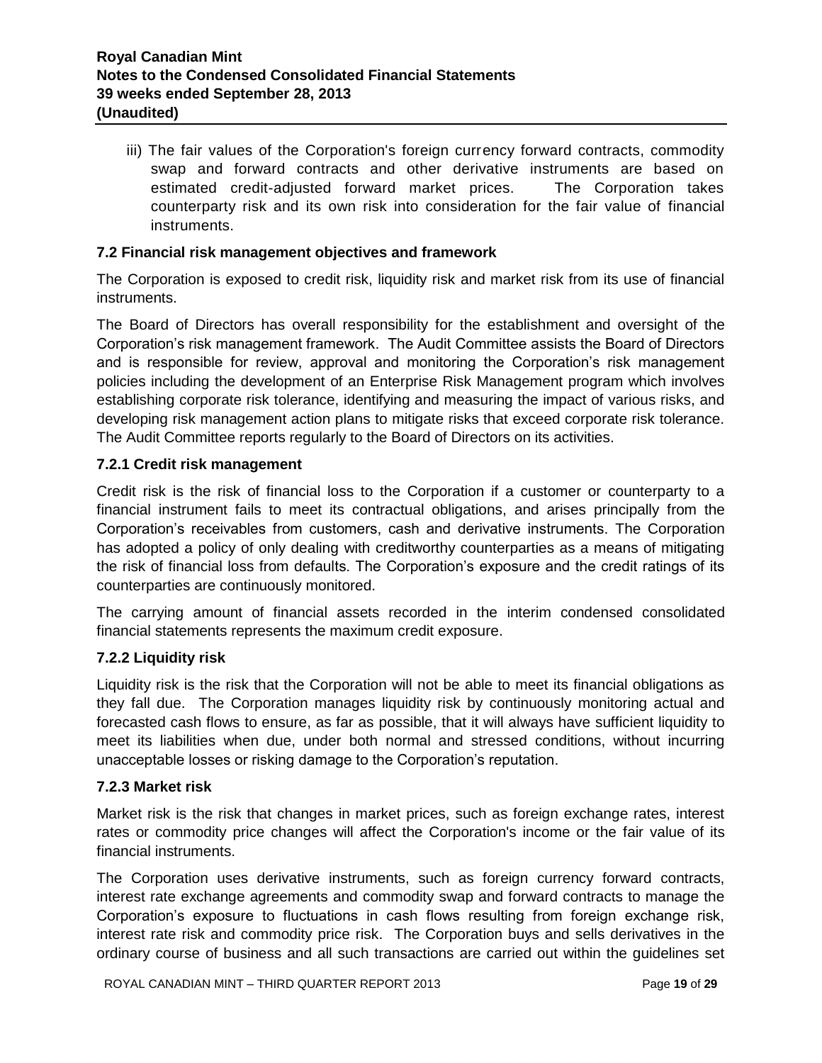iii) The fair values of the Corporation's foreign currency forward contracts, commodity swap and forward contracts and other derivative instruments are based on estimated credit-adjusted forward market prices. The Corporation takes counterparty risk and its own risk into consideration for the fair value of financial instruments.

### 7.2 Financial risk management objectives and framework

The Corporation is exposed to credit risk, liquidity risk and market risk from its use of financial instruments.

The Board of Directors has overall responsibility for the establishment and oversight of the Corporation's risk management framework. The Audit Committee assists the Board of Directors and is responsible for review, approval and monitoring the Corporation's risk management policies including the development of an Enterprise Risk Management program which involves establishing corporate risk tolerance, identifying and measuring the impact of various risks, and developing risk management action plans to mitigate risks that exceed corporate risk tolerance. The Audit Committee reports regularly to the Board of Directors on its activities.

#### 7.2.1 Credit risk management

Credit risk is the risk of financial loss to the Corporation if a customer or counterparty to a financial instrument fails to meet its contractual obligations, and arises principally from the Corporation's receivables from customers, cash and derivative instruments. The Corporation has adopted a policy of only dealing with creditworthy counterparties as a means of mitigating the risk of financial loss from defaults. The Corporation's exposure and the credit ratings of its counterparties are continuously monitored.

The carrying amount of financial assets recorded in the interim condensed consolidated financial statements represents the maximum credit exposure.

#### 7.2.2 Liquidity risk

Liquidity risk is the risk that the Corporation will not be able to meet its financial obligations as they fall due. The Corporation manages liquidity risk by continuously monitoring actual and forecasted cash flows to ensure, as far as possible, that it will always have sufficient liquidity to meet its liabilities when due, under both normal and stressed conditions, without incurring unacceptable losses or risking damage to the Corporation's reputation.

#### 7.2.3 Market risk

Market risk is the risk that changes in market prices, such as foreign exchange rates, interest rates or commodity price changes will affect the Corporation's income or the fair value of its financial instruments.

The Corporation uses derivative instruments, such as foreign currency forward contracts, interest rate exchange agreements and commodity swap and forward contracts to manage the Corporation's exposure to fluctuations in cash flows resulting from foreign exchange risk, interest rate risk and commodity price risk. The Corporation buys and sells derivatives in the ordinary course of business and all such transactions are carried out within the guidelines set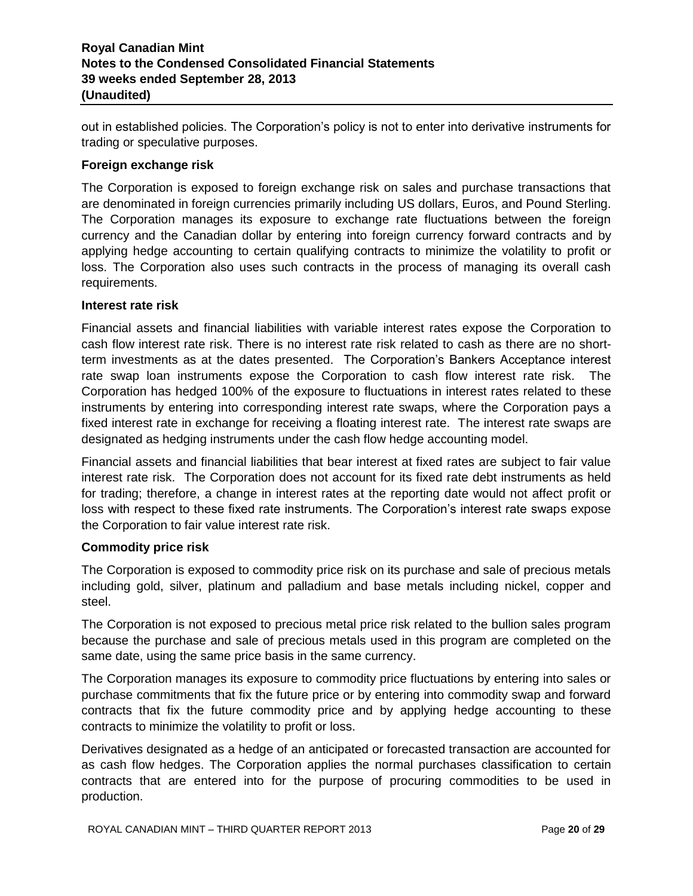out in established policies. The Corporation's policy is not to enter into derivative instruments for trading or speculative purposes.

**Foreign exchange risk**

The Corporation is exposed to foreign exchange risk on sales and purchase transactions that are denominated in foreign currencies primarily including US dollars, Euros, and Pound Sterling. The Corporation manages its exposure to exchange rate fluctuations between the foreign currency and the Canadian dollar by entering into foreign currency forward contracts and by applying hedge accounting to certain qualifying contracts to minimize the volatility to profit or loss. The Corporation also uses such contracts in the process of managing its overall cash requirements.

**Interest rate risk**

Financial assets and financial liabilities with variable interest rates expose the Corporation to cash flow interest rate risk. There is no interest rate risk related to cash as there are no short-term investments as at the dates presented. The Corporation's Bankers Acceptance interest rate swap loan instruments expose the Corporation to cash flow interest rate risk. The Corporation has hedged 100% of the exposure to fluctuations in interest rates related to these instruments by entering into corresponding interest rate swaps, where the Corporation pays a fixed interest rate in exchange for receiving a floating interest rate. The interest rate swaps are designated as hedging instruments under the cash flow hedge accounting model.

Financial assets and financial liabilities that bear interest at fixed rates are subject to fair value interest rate risk. The Corporation does not account for its fixed rate debt instruments as held for trading; therefore, a change in interest rates at the reporting date would not affect profit or loss with respect to these fixed rate instruments. The Corporation's interest rate swaps expose the Corporation to fair value interest rate risk.

**Commodity price risk**

The Corporation is exposed to commodity price risk on its purchase and sale of precious metals including gold, silver, platinum and palladium and base metals including nickel, copper and steel.

The Corporation is not exposed to precious metal price risk related to the bullion sales program because the purchase and sale of precious metals used in this program are completed on the same date, using the same price basis in the same currency.

The Corporation manages its exposure to commodity price fluctuations by entering into sales or purchase commitments that fix the future price or by entering into commodity swap and forward contracts that fix the future commodity price and by applying hedge accounting to these contracts to minimize the volatility to profit or loss.

Derivatives designated as a hedge of an anticipated or forecasted transaction are accounted for as cash flow hedges. The Corporation applies the normal purchases classification to certain contracts that are entered into for the purpose of procuring commodities to be used in production.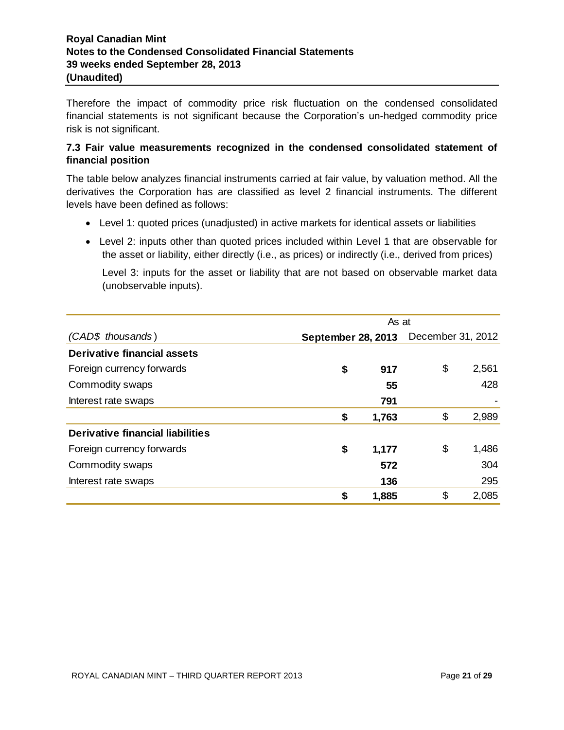Therefore the impact of commodity price risk fluctuation on the condensed consolidated financial statements is not significant because the Corporation's un-hedged commodity price risk is not significant.

### 7.3 Fair value measurements recognized in the condensed consolidated statement of financial position

The table below analyzes financial instruments carried at fair value, by valuation method. All the derivatives the Corporation has are classified as level 2 financial instruments. The different levels have been defined as follows:

- Level 1: quoted prices (unadjusted) in active markets for identical assets or liabilities
- Level 2: inputs other than quoted prices included within Level 1 that are observable for the asset or liability, either directly (i.e., as prices) or indirectly (i.e., derived from prices)

  Level 3: inputs for the asset or liability that are not based on observable market data (unobservable inputs).

| | As at | |
|---|---|---|
| *(CAD$ thousands)* | **September 28, 2013** | December 31, 2012 |
| **Derivative financial assets** | | |
| Foreign currency forwards | **$ 917** | $ 2,561 |
| Commodity swaps | **55** | 428 |
| Interest rate swaps | **791** | - |
| | **$ 1,763** | $ 2,989 |
| **Derivative financial liabilities** | | |
| Foreign currency forwards | **$ 1,177** | $ 1,486 |
| Commodity swaps | **572** | 304 |
| Interest rate swaps | **136** | 295 |
| | **$ 1,885** | $ 2,085 |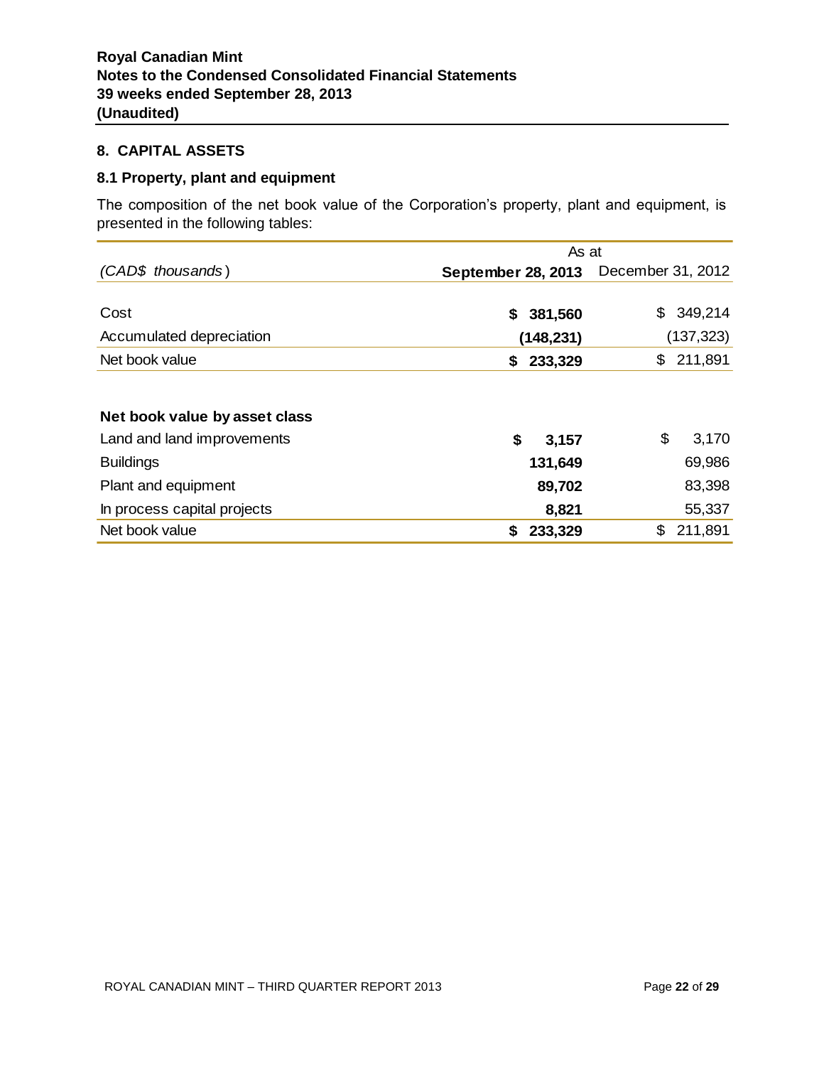## 8. CAPITAL ASSETS

### 8.1 Property, plant and equipment

The composition of the net book value of the Corporation's property, plant and equipment, is presented in the following tables:

| | As at | |
|---|---|---|
| *(CAD$ thousands)* | **September 28, 2013** | December 31, 2012 |
| Cost | **$ 381,560** | $ 349,214 |
| Accumulated depreciation | **(148,231)** | (137,323) |
| Net book value | **$ 233,329** | $ 211,891 |
| | | |
| **Net book value by asset class** | | |
| Land and land improvements | **$ 3,157** | $ 3,170 |
| Buildings | **131,649** | 69,986 |
| Plant and equipment | **89,702** | 83,398 |
| In process capital projects | **8,821** | 55,337 |
| Net book value | **$ 233,329** | $ 211,891 |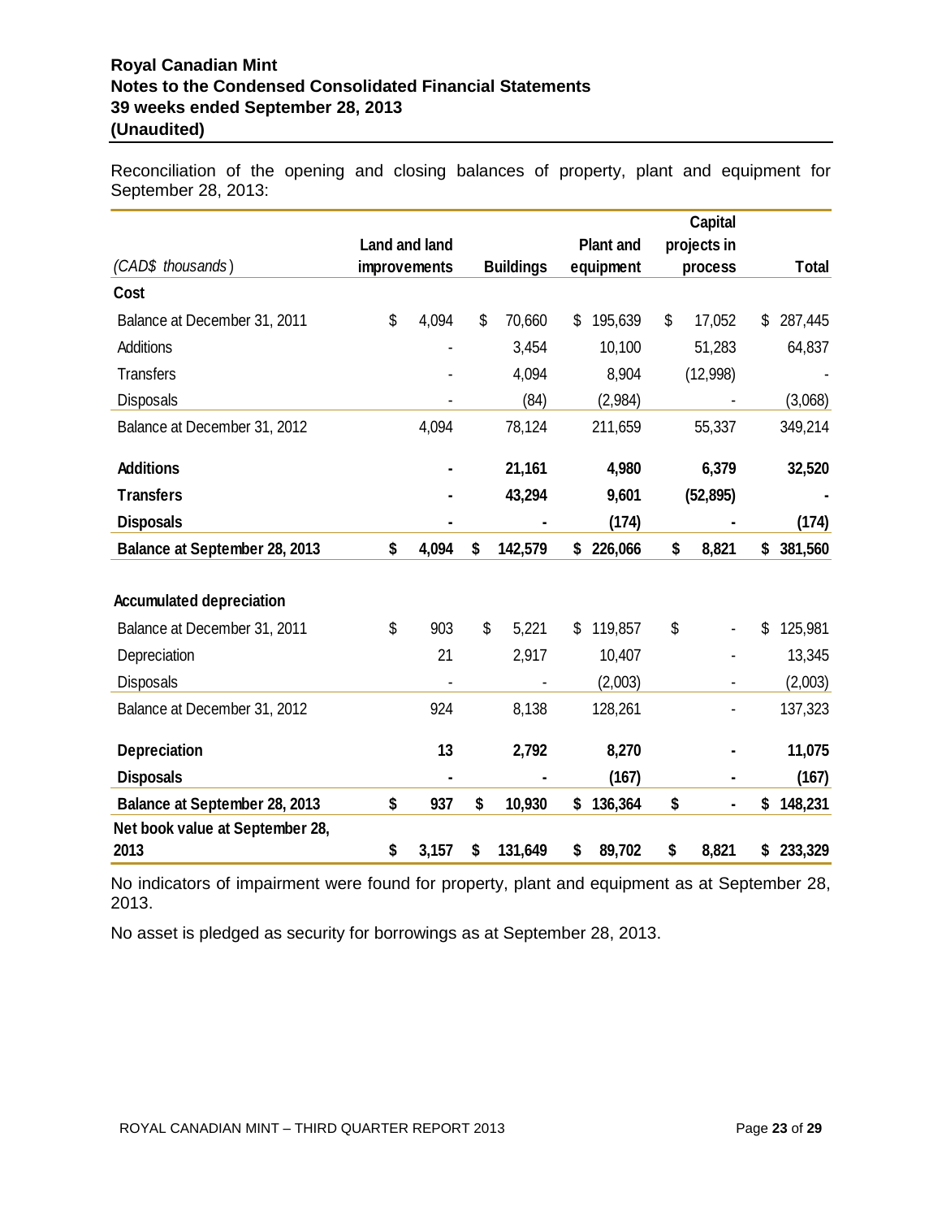Reconciliation of the opening and closing balances of property, plant and equipment for September 28, 2013:

| *(CAD$ thousands)* | Land and land improvements | Buildings | Plant and equipment | Capital projects in process | Total |
|---|---|---|---|---|---|
| **Cost** | | | | | |
| Balance at December 31, 2011 | $ 4,094 | $ 70,660 | $ 195,639 | $ 17,052 | $ 287,445 |
| Additions | - | 3,454 | 10,100 | 51,283 | 64,837 |
| Transfers | - | 4,094 | 8,904 | (12,998) | - |
| Disposals | - | (84) | (2,984) | - | (3,068) |
| Balance at December 31, 2012 | 4,094 | 78,124 | 211,659 | 55,337 | 349,214 |
| **Additions** | **-** | **21,161** | **4,980** | **6,379** | **32,520** |
| **Transfers** | **-** | **43,294** | **9,601** | **(52,895)** | **-** |
| **Disposals** | **-** | **-** | **(174)** | **-** | **(174)** |
| **Balance at September 28, 2013** | **$ 4,094** | **$ 142,579** | **$ 226,066** | **$ 8,821** | **$ 381,560** |
| **Accumulated depreciation** | | | | | |
| Balance at December 31, 2011 | $ 903 | $ 5,221 | $ 119,857 | $ - | $ 125,981 |
| Depreciation | 21 | 2,917 | 10,407 | - | 13,345 |
| Disposals | - | - | (2,003) | - | (2,003) |
| Balance at December 31, 2012 | 924 | 8,138 | 128,261 | - | 137,323 |
| **Depreciation** | **13** | **2,792** | **8,270** | **-** | **11,075** |
| **Disposals** | **-** | **-** | **(167)** | **-** | **(167)** |
| **Balance at September 28, 2013** | **$ 937** | **$ 10,930** | **$ 136,364** | **$ -** | **$ 148,231** |
| **Net book value at September 28, 2013** | **$ 3,157** | **$ 131,649** | **$ 89,702** | **$ 8,821** | **$ 233,329** |

No indicators of impairment were found for property, plant and equipment as at September 28, 2013.

No asset is pledged as security for borrowings as at September 28, 2013.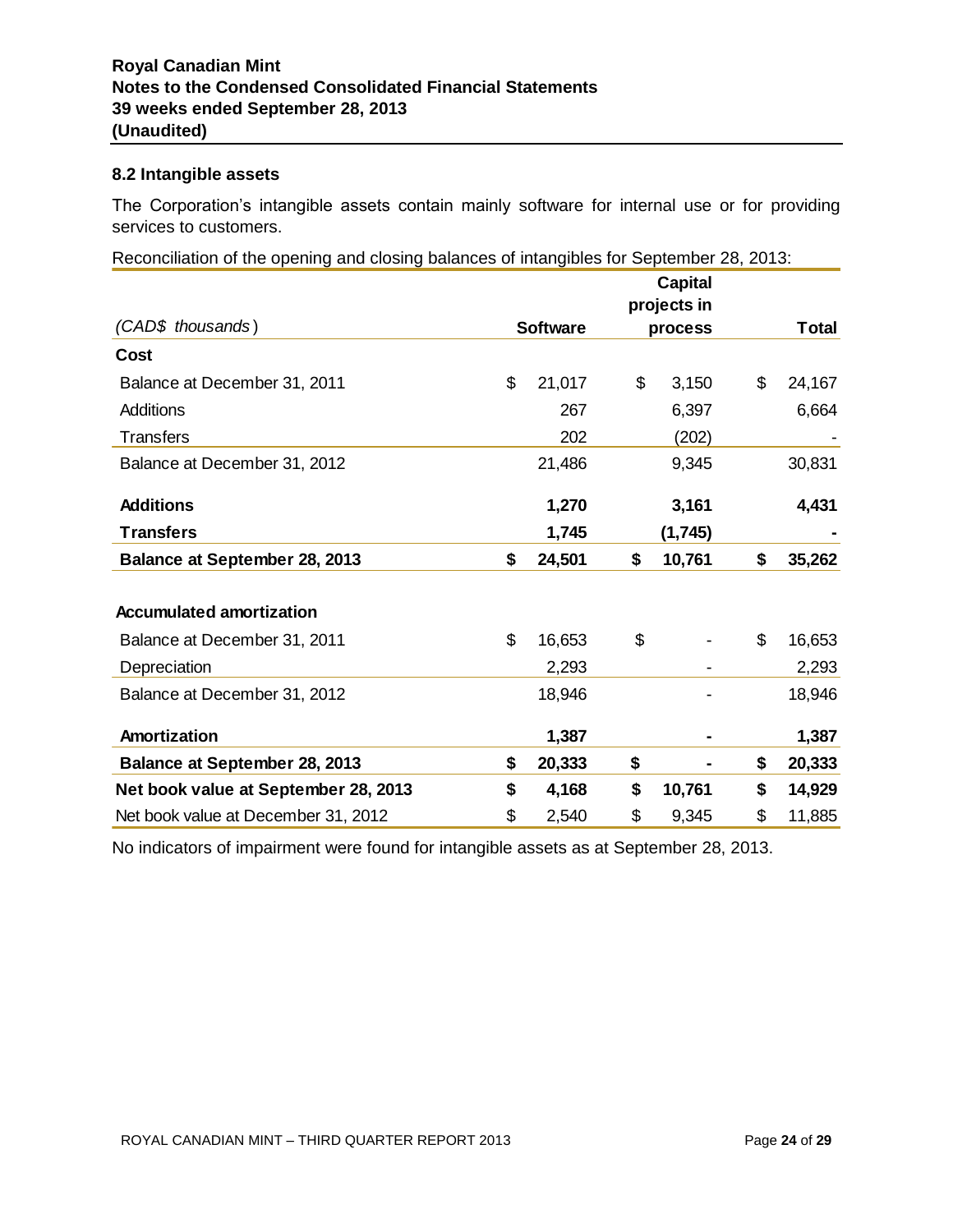### 8.2 Intangible assets

The Corporation's intangible assets contain mainly software for internal use or for providing services to customers.

Reconciliation of the opening and closing balances of intangibles for September 28, 2013:

| *(CAD$ thousands)* | Software | Capital projects in process | Total |
|---|---|---|---|
| **Cost** | | | |
| Balance at December 31, 2011 | $ 21,017 | $ 3,150 | $ 24,167 |
| Additions | 267 | 6,397 | 6,664 |
| Transfers | 202 | (202) | - |
| Balance at December 31, 2012 | 21,486 | 9,345 | 30,831 |
| **Additions** | **1,270** | **3,161** | **4,431** |
| **Transfers** | **1,745** | **(1,745)** | **-** |
| **Balance at September 28, 2013** | **$ 24,501** | **$ 10,761** | **$ 35,262** |
| **Accumulated amortization** | | | |
| Balance at December 31, 2011 | $ 16,653 | $ - | $ 16,653 |
| Depreciation | 2,293 | - | 2,293 |
| Balance at December 31, 2012 | 18,946 | - | 18,946 |
| **Amortization** | **1,387** | **-** | **1,387** |
| **Balance at September 28, 2013** | **$ 20,333** | **$ -** | **$ 20,333** |
| **Net book value at September 28, 2013** | **$ 4,168** | **$ 10,761** | **$ 14,929** |
| Net book value at December 31, 2012 | $ 2,540 | $ 9,345 | $ 11,885 |

No indicators of impairment were found for intangible assets as at September 28, 2013.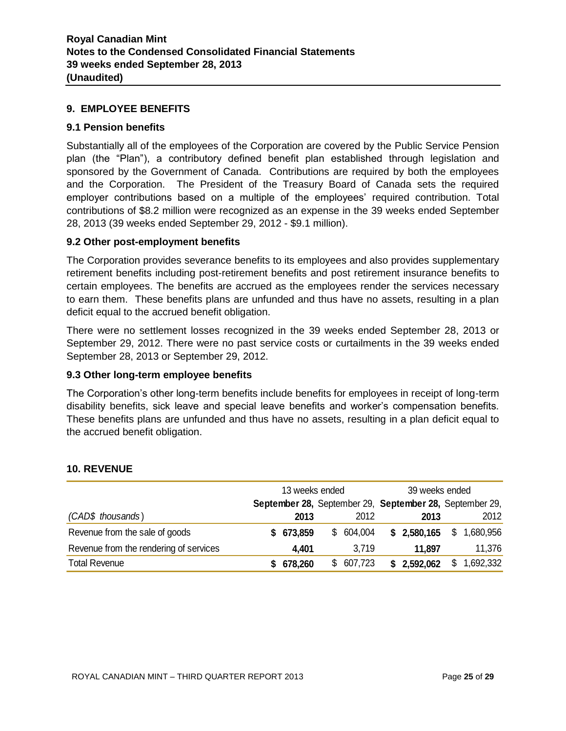## 9. EMPLOYEE BENEFITS

### 9.1 Pension benefits

Substantially all of the employees of the Corporation are covered by the Public Service Pension plan (the "Plan"), a contributory defined benefit plan established through legislation and sponsored by the Government of Canada. Contributions are required by both the employees and the Corporation. The President of the Treasury Board of Canada sets the required employer contributions based on a multiple of the employees' required contribution. Total contributions of $8.2 million were recognized as an expense in the 39 weeks ended September 28, 2013 (39 weeks ended September 29, 2012 - $9.1 million).

### 9.2 Other post-employment benefits

The Corporation provides severance benefits to its employees and also provides supplementary retirement benefits including post-retirement benefits and post retirement insurance benefits to certain employees. The benefits are accrued as the employees render the services necessary to earn them. These benefits plans are unfunded and thus have no assets, resulting in a plan deficit equal to the accrued benefit obligation.

There were no settlement losses recognized in the 39 weeks ended September 28, 2013 or September 29, 2012. There were no past service costs or curtailments in the 39 weeks ended September 28, 2013 or September 29, 2012.

### 9.3 Other long-term employee benefits

The Corporation's other long-term benefits include benefits for employees in receipt of long-term disability benefits, sick leave and special leave benefits and worker's compensation benefits. These benefits plans are unfunded and thus have no assets, resulting in a plan deficit equal to the accrued benefit obligation.

## 10. REVENUE

| | 13 weeks ended | | 39 weeks ended | |
|---|---|---|---|---|
| *(CAD$ thousands)* | **September 28, 2013** | September 29, 2012 | **September 28, 2013** | September 29, 2012 |
| Revenue from the sale of goods | **$ 673,859** | $ 604,004 | **$ 2,580,165** | $ 1,680,956 |
| Revenue from the rendering of services | **4,401** | 3,719 | **11,897** | 11,376 |
| Total Revenue | **$ 678,260** | $ 607,723 | **$ 2,592,062** | $ 1,692,332 |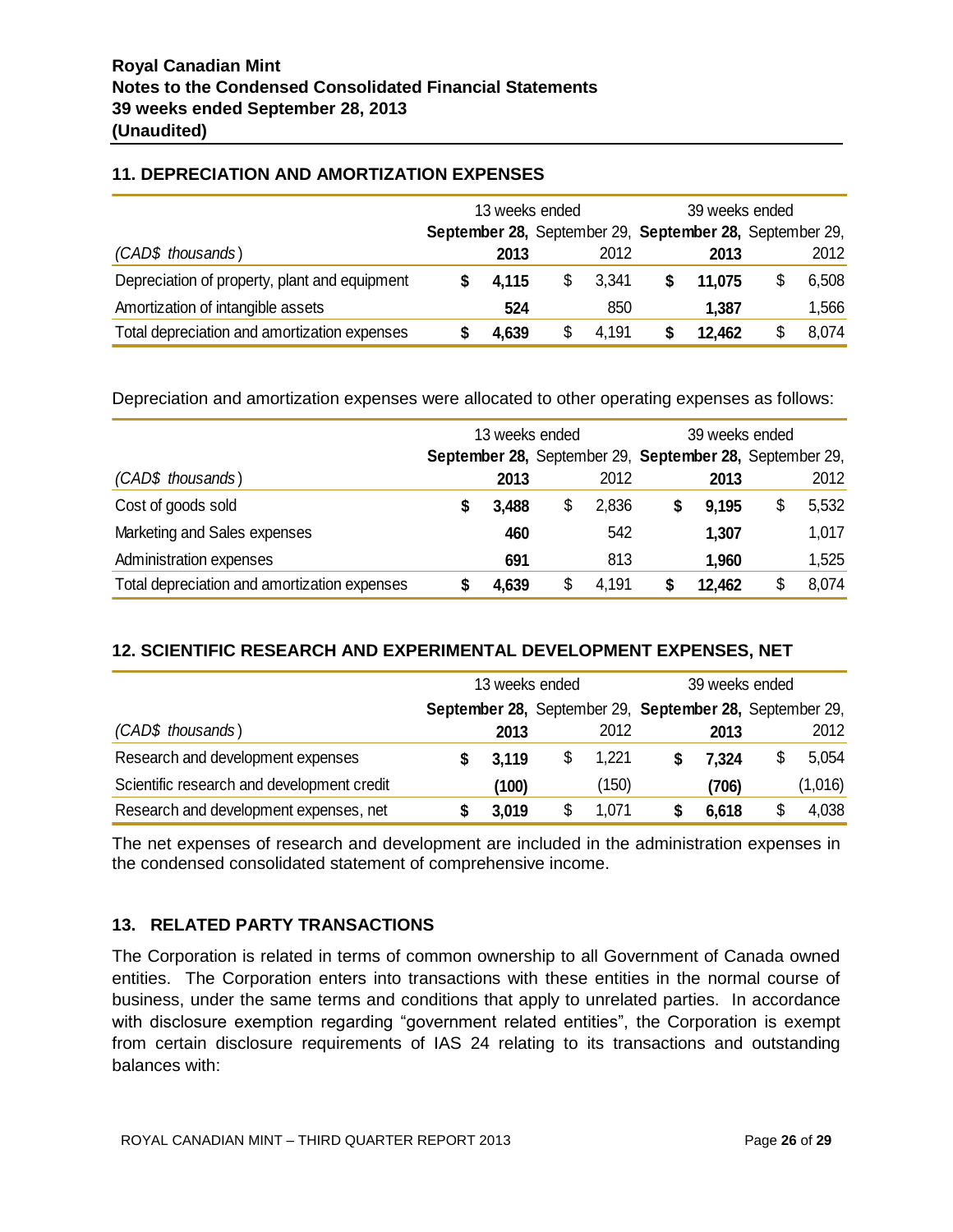## 11. DEPRECIATION AND AMORTIZATION EXPENSES

| | 13 weeks ended | | 39 weeks ended | |
|---|---|---|---|---|
| *(CAD$ thousands)* | **September 28, 2013** | September 29, 2012 | **September 28, 2013** | September 29, 2012 |
| Depreciation of property, plant and equipment | **$ 4,115** | $ 3,341 | **$ 11,075** | $ 6,508 |
| Amortization of intangible assets | **524** | 850 | **1,387** | 1,566 |
| Total depreciation and amortization expenses | **$ 4,639** | $ 4,191 | **$ 12,462** | $ 8,074 |

Depreciation and amortization expenses were allocated to other operating expenses as follows:

| | 13 weeks ended | | 39 weeks ended | |
|---|---|---|---|---|
| *(CAD$ thousands)* | **September 28, 2013** | September 29, 2012 | **September 28, 2013** | September 29, 2012 |
| Cost of goods sold | **$ 3,488** | $ 2,836 | **$ 9,195** | $ 5,532 |
| Marketing and Sales expenses | **460** | 542 | **1,307** | 1,017 |
| Administration expenses | **691** | 813 | **1,960** | 1,525 |
| Total depreciation and amortization expenses | **$ 4,639** | $ 4,191 | **$ 12,462** | $ 8,074 |

## 12. SCIENTIFIC RESEARCH AND EXPERIMENTAL DEVELOPMENT EXPENSES, NET

| | 13 weeks ended | | 39 weeks ended | |
|---|---|---|---|---|
| *(CAD$ thousands)* | **September 28, 2013** | September 29, 2012 | **September 28, 2013** | September 29, 2012 |
| Research and development expenses | **$ 3,119** | $ 1,221 | **$ 7,324** | $ 5,054 |
| Scientific research and development credit | **(100)** | (150) | **(706)** | (1,016) |
| Research and development expenses, net | **$ 3,019** | $ 1,071 | **$ 6,618** | $ 4,038 |

The net expenses of research and development are included in the administration expenses in the condensed consolidated statement of comprehensive income.

## 13. RELATED PARTY TRANSACTIONS

The Corporation is related in terms of common ownership to all Government of Canada owned entities. The Corporation enters into transactions with these entities in the normal course of business, under the same terms and conditions that apply to unrelated parties. In accordance with disclosure exemption regarding "government related entities", the Corporation is exempt from certain disclosure requirements of IAS 24 relating to its transactions and outstanding balances with: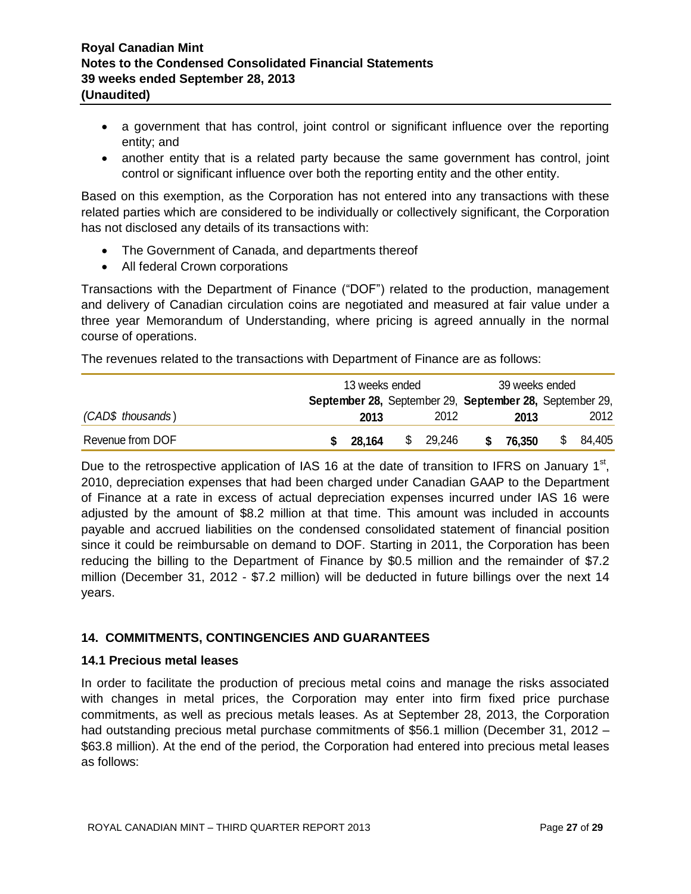- a government that has control, joint control or significant influence over the reporting entity; and
- another entity that is a related party because the same government has control, joint control or significant influence over both the reporting entity and the other entity.

Based on this exemption, as the Corporation has not entered into any transactions with these related parties which are considered to be individually or collectively significant, the Corporation has not disclosed any details of its transactions with:

- The Government of Canada, and departments thereof
- All federal Crown corporations

Transactions with the Department of Finance ("DOF") related to the production, management and delivery of Canadian circulation coins are negotiated and measured at fair value under a three year Memorandum of Understanding, where pricing is agreed annually in the normal course of operations.

The revenues related to the transactions with Department of Finance are as follows:

| | 13 weeks ended | | 39 weeks ended | |
|---|---|---|---|---|
| | **September 28,** | September 29, | **September 28,** | September 29, |
| *(CAD$ thousands)* | **2013** | 2012 | **2013** | 2012 |
| Revenue from DOF | **$ 28,164** | $ 29,246 | **$ 76,350** | $ 84,405 |

Due to the retrospective application of IAS 16 at the date of transition to IFRS on January 1st, 2010, depreciation expenses that had been charged under Canadian GAAP to the Department of Finance at a rate in excess of actual depreciation expenses incurred under IAS 16 were adjusted by the amount of $8.2 million at that time. This amount was included in accounts payable and accrued liabilities on the condensed consolidated statement of financial position since it could be reimbursable on demand to DOF. Starting in 2011, the Corporation has been reducing the billing to the Department of Finance by $0.5 million and the remainder of $7.2 million (December 31, 2012 - $7.2 million) will be deducted in future billings over the next 14 years.

## 14. COMMITMENTS, CONTINGENCIES AND GUARANTEES

### 14.1 Precious metal leases

In order to facilitate the production of precious metal coins and manage the risks associated with changes in metal prices, the Corporation may enter into firm fixed price purchase commitments, as well as precious metals leases. As at September 28, 2013, the Corporation had outstanding precious metal purchase commitments of $56.1 million (December 31, 2012 – $63.8 million). At the end of the period, the Corporation had entered into precious metal leases as follows: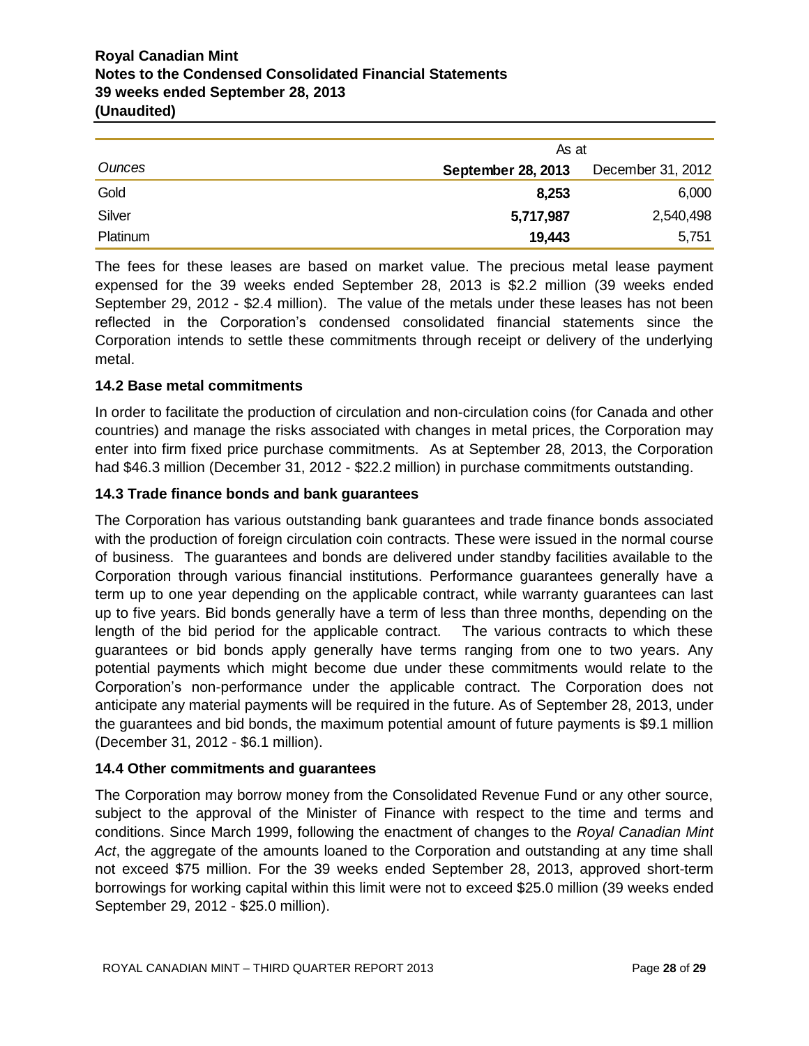| | As at | |
|---|---|---|
| *Ounces* | **September 28, 2013** | December 31, 2012 |
| Gold | **8,253** | 6,000 |
| Silver | **5,717,987** | 2,540,498 |
| Platinum | **19,443** | 5,751 |

The fees for these leases are based on market value. The precious metal lease payment expensed for the 39 weeks ended September 28, 2013 is $2.2 million (39 weeks ended September 29, 2012 - $2.4 million). The value of the metals under these leases has not been reflected in the Corporation's condensed consolidated financial statements since the Corporation intends to settle these commitments through receipt or delivery of the underlying metal.

### 14.2 Base metal commitments

In order to facilitate the production of circulation and non-circulation coins (for Canada and other countries) and manage the risks associated with changes in metal prices, the Corporation may enter into firm fixed price purchase commitments. As at September 28, 2013, the Corporation had $46.3 million (December 31, 2012 - $22.2 million) in purchase commitments outstanding.

### 14.3 Trade finance bonds and bank guarantees

The Corporation has various outstanding bank guarantees and trade finance bonds associated with the production of foreign circulation coin contracts. These were issued in the normal course of business. The guarantees and bonds are delivered under standby facilities available to the Corporation through various financial institutions. Performance guarantees generally have a term up to one year depending on the applicable contract, while warranty guarantees can last up to five years. Bid bonds generally have a term of less than three months, depending on the length of the bid period for the applicable contract. The various contracts to which these guarantees or bid bonds apply generally have terms ranging from one to two years. Any potential payments which might become due under these commitments would relate to the Corporation's non-performance under the applicable contract. The Corporation does not anticipate any material payments will be required in the future. As of September 28, 2013, under the guarantees and bid bonds, the maximum potential amount of future payments is $9.1 million (December 31, 2012 - $6.1 million).

### 14.4 Other commitments and guarantees

The Corporation may borrow money from the Consolidated Revenue Fund or any other source, subject to the approval of the Minister of Finance with respect to the time and terms and conditions. Since March 1999, following the enactment of changes to the *Royal Canadian Mint Act*, the aggregate of the amounts loaned to the Corporation and outstanding at any time shall not exceed $75 million. For the 39 weeks ended September 28, 2013, approved short-term borrowings for working capital within this limit were not to exceed $25.0 million (39 weeks ended September 29, 2012 - $25.0 million).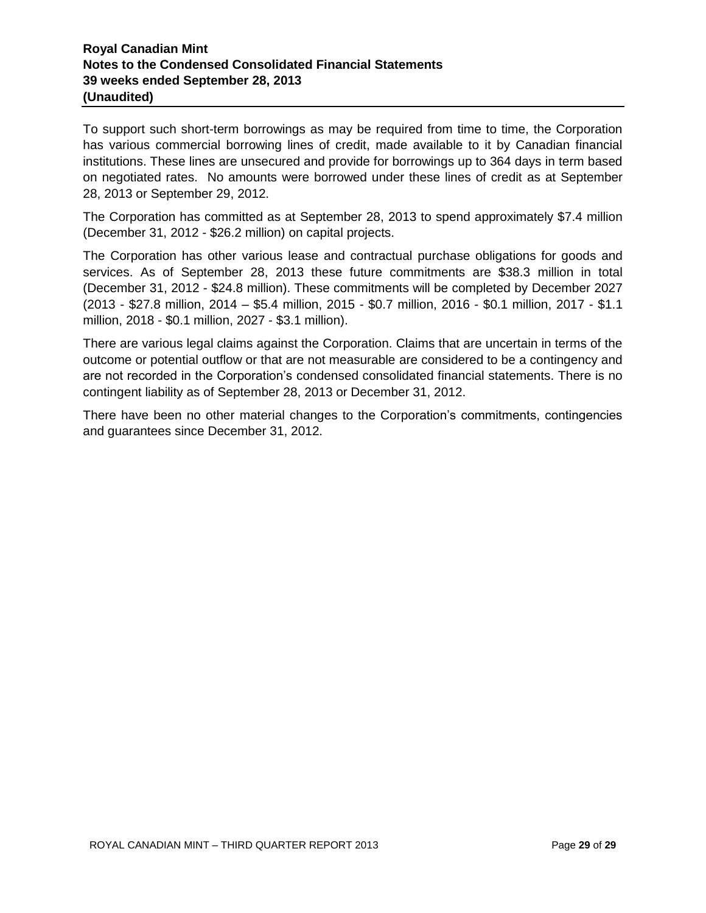To support such short-term borrowings as may be required from time to time, the Corporation has various commercial borrowing lines of credit, made available to it by Canadian financial institutions. These lines are unsecured and provide for borrowings up to 364 days in term based on negotiated rates. No amounts were borrowed under these lines of credit as at September 28, 2013 or September 29, 2012.

The Corporation has committed as at September 28, 2013 to spend approximately $7.4 million (December 31, 2012 - $26.2 million) on capital projects.

The Corporation has other various lease and contractual purchase obligations for goods and services. As of September 28, 2013 these future commitments are $38.3 million in total (December 31, 2012 - $24.8 million). These commitments will be completed by December 2027 (2013 - $27.8 million, 2014 – $5.4 million, 2015 - $0.7 million, 2016 - $0.1 million, 2017 - $1.1 million, 2018 - $0.1 million, 2027 - $3.1 million).

There are various legal claims against the Corporation. Claims that are uncertain in terms of the outcome or potential outflow or that are not measurable are considered to be a contingency and are not recorded in the Corporation's condensed consolidated financial statements. There is no contingent liability as of September 28, 2013 or December 31, 2012.

There have been no other material changes to the Corporation's commitments, contingencies and guarantees since December 31, 2012.